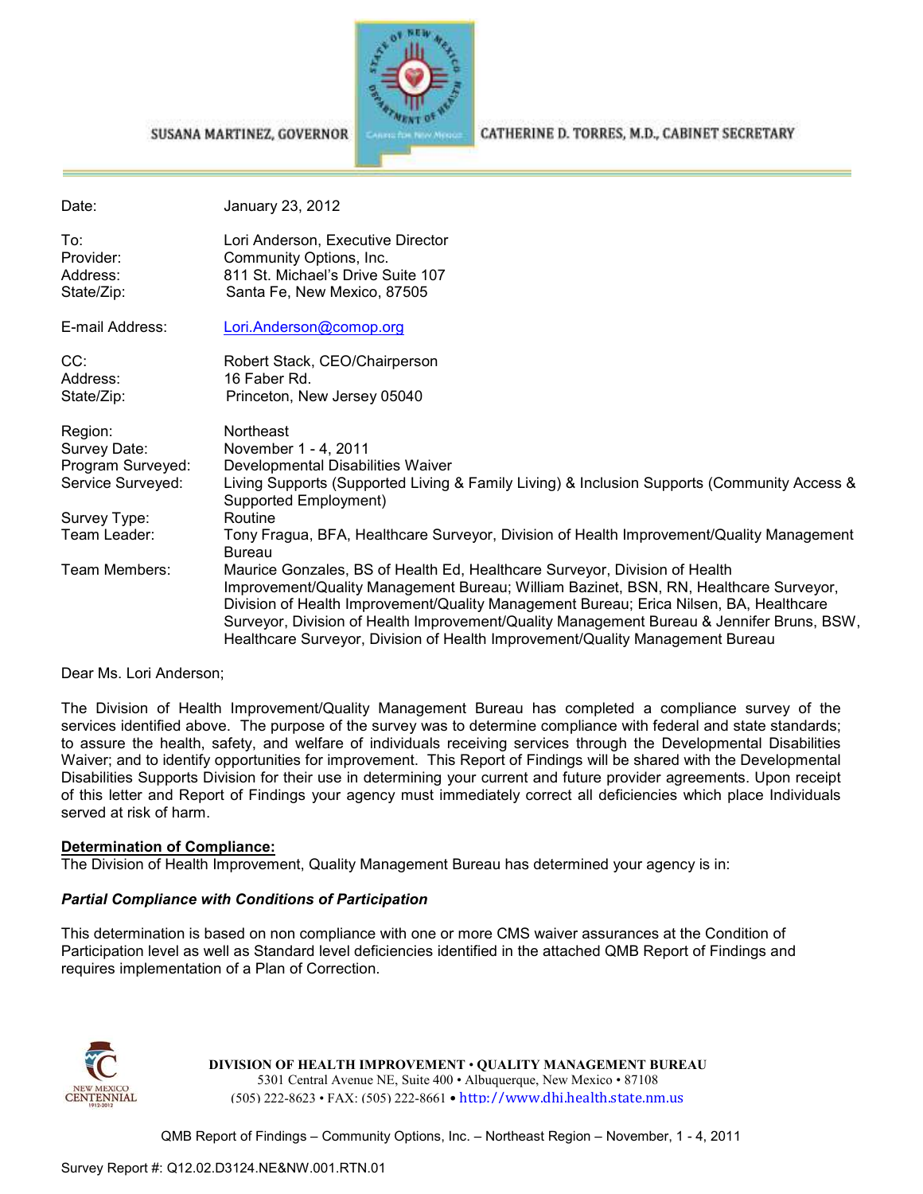SUSANA MARTINEZ, GOVERNOR

CATHERINE D. TORRES, M.D., CABINET SECRETARY

| | |
|---|---|
| Date: | January 23, 2012 |
| To: | Lori Anderson, Executive Director |
| Provider: | Community Options, Inc. |
| Address: | 811 St. Michael's Drive Suite 107 |
| State/Zip: | Santa Fe, New Mexico, 87505 |
| E-mail Address: | Lori.Anderson@comop.org |
| CC: | Robert Stack, CEO/Chairperson |
| Address: | 16 Faber Rd. |
| State/Zip: | Princeton, New Jersey 05040 |
| Region: | Northeast |
| Survey Date: | November 1 - 4, 2011 |
| Program Surveyed: | Developmental Disabilities Waiver |
| Service Surveyed: | Living Supports (Supported Living & Family Living) & Inclusion Supports (Community Access & Supported Employment) |
| Survey Type: | Routine |
| Team Leader: | Tony Fragua, BFA, Healthcare Surveyor, Division of Health Improvement/Quality Management Bureau |
| Team Members: | Maurice Gonzales, BS of Health Ed, Healthcare Surveyor, Division of Health Improvement/Quality Management Bureau; William Bazinet, BSN, RN, Healthcare Surveyor, Division of Health Improvement/Quality Management Bureau; Erica Nilsen, BA, Healthcare Surveyor, Division of Health Improvement/Quality Management Bureau & Jennifer Bruns, BSW, Healthcare Surveyor, Division of Health Improvement/Quality Management Bureau |

Dear Ms. Lori Anderson;

The Division of Health Improvement/Quality Management Bureau has completed a compliance survey of the services identified above. The purpose of the survey was to determine compliance with federal and state standards; to assure the health, safety, and welfare of individuals receiving services through the Developmental Disabilities Waiver; and to identify opportunities for improvement. This Report of Findings will be shared with the Developmental Disabilities Supports Division for their use in determining your current and future provider agreements. Upon receipt of this letter and Report of Findings your agency must immediately correct all deficiencies which place Individuals served at risk of harm.

**Determination of Compliance:**

The Division of Health Improvement, Quality Management Bureau has determined your agency is in:

***Partial Compliance with Conditions of Participation***

This determination is based on non compliance with one or more CMS waiver assurances at the Condition of Participation level as well as Standard level deficiencies identified in the attached QMB Report of Findings and requires implementation of a Plan of Correction.

DIVISION OF HEALTH IMPROVEMENT • QUALITY MANAGEMENT BUREAU
5301 Central Avenue NE, Suite 400 • Albuquerque, New Mexico • 87108
(505) 222-8623 • FAX: (505) 222-8661 • http://www.dhi.health.state.nm.us

QMB Report of Findings – Community Options, Inc. – Northeast Region – November, 1 - 4, 2011

Survey Report #: Q12.02.D3124.NE&NW.001.RTN.01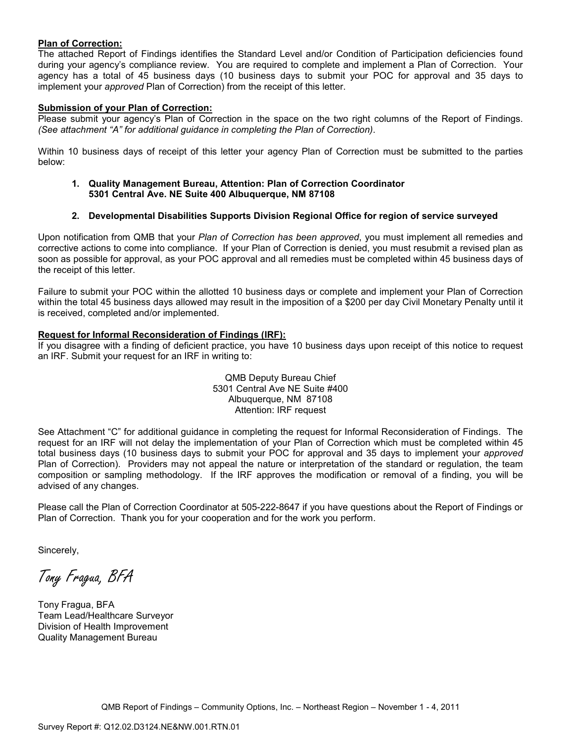**Plan of Correction:**
The attached Report of Findings identifies the Standard Level and/or Condition of Participation deficiencies found during your agency's compliance review. You are required to complete and implement a Plan of Correction. Your agency has a total of 45 business days (10 business days to submit your POC for approval and 35 days to implement your *approved* Plan of Correction) from the receipt of this letter.

**Submission of your Plan of Correction:**
Please submit your agency's Plan of Correction in the space on the two right columns of the Report of Findings. *(See attachment "A" for additional guidance in completing the Plan of Correction)*.

Within 10 business days of receipt of this letter your agency Plan of Correction must be submitted to the parties below:

1. **Quality Management Bureau, Attention: Plan of Correction Coordinator 5301 Central Ave. NE Suite 400 Albuquerque, NM 87108**

2. **Developmental Disabilities Supports Division Regional Office for region of service surveyed**

Upon notification from QMB that your *Plan of Correction has been approved*, you must implement all remedies and corrective actions to come into compliance. If your Plan of Correction is denied, you must resubmit a revised plan as soon as possible for approval, as your POC approval and all remedies must be completed within 45 business days of the receipt of this letter.

Failure to submit your POC within the allotted 10 business days or complete and implement your Plan of Correction within the total 45 business days allowed may result in the imposition of a $200 per day Civil Monetary Penalty until it is received, completed and/or implemented.

**Request for Informal Reconsideration of Findings (IRF):**
If you disagree with a finding of deficient practice, you have 10 business days upon receipt of this notice to request an IRF. Submit your request for an IRF in writing to:

QMB Deputy Bureau Chief
5301 Central Ave NE Suite #400
Albuquerque, NM 87108
Attention: IRF request

See Attachment "C" for additional guidance in completing the request for Informal Reconsideration of Findings. The request for an IRF will not delay the implementation of your Plan of Correction which must be completed within 45 total business days (10 business days to submit your POC for approval and 35 days to implement your *approved* Plan of Correction). Providers may not appeal the nature or interpretation of the standard or regulation, the team composition or sampling methodology. If the IRF approves the modification or removal of a finding, you will be advised of any changes.

Please call the Plan of Correction Coordinator at 505-222-8647 if you have questions about the Report of Findings or Plan of Correction. Thank you for your cooperation and for the work you perform.

Sincerely,

*Tony Fragua, BFA*

Tony Fragua, BFA
Team Lead/Healthcare Surveyor
Division of Health Improvement
Quality Management Bureau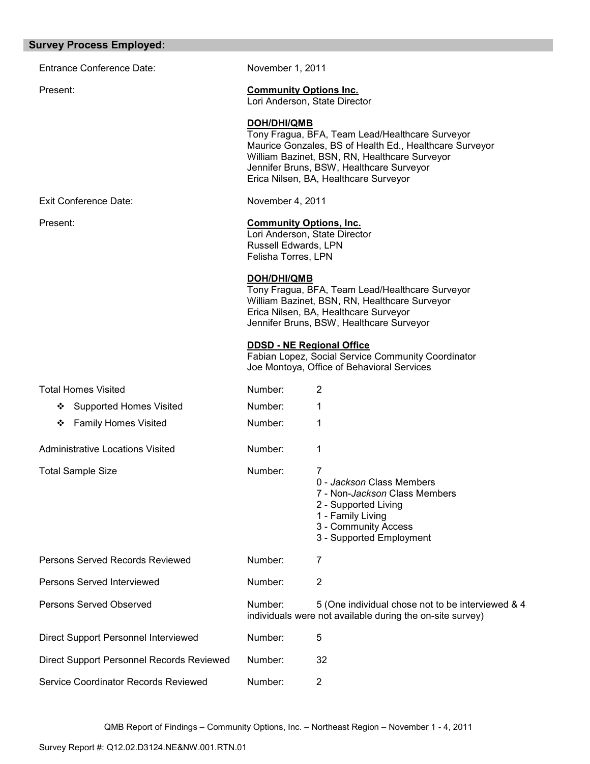## Survey Process Employed:

| | |
|---|---|
| Entrance Conference Date: | November 1, 2011 |
| Present: | **Community Options Inc.**<br>Lori Anderson, State Director<br><br>**DOH/DHI/QMB**<br>Tony Fragua, BFA, Team Lead/Healthcare Surveyor<br>Maurice Gonzales, BS of Health Ed., Healthcare Surveyor<br>William Bazinet, BSN, RN, Healthcare Surveyor<br>Jennifer Bruns, BSW, Healthcare Surveyor<br>Erica Nilsen, BA, Healthcare Surveyor |
| Exit Conference Date: | November 4, 2011 |
| Present: | **Community Options, Inc.**<br>Lori Anderson, State Director<br>Russell Edwards, LPN<br>Felisha Torres, LPN<br><br>**DOH/DHI/QMB**<br>Tony Fragua, BFA, Team Lead/Healthcare Surveyor<br>William Bazinet, BSN, RN, Healthcare Surveyor<br>Erica Nilsen, BA, Healthcare Surveyor<br>Jennifer Bruns, BSW, Healthcare Surveyor<br><br>**DDSD - NE Regional Office**<br>Fabian Lopez, Social Service Community Coordinator<br>Joe Montoya, Office of Behavioral Services |

| | | |
|---|---|---|
| Total Homes Visited | Number: | 2 |
| ❖ Supported Homes Visited | Number: | 1 |
| ❖ Family Homes Visited | Number: | 1 |
| Administrative Locations Visited | Number: | 1 |
| Total Sample Size | Number: | 7<br>0 - *Jackson* Class Members<br>7 - Non-*Jackson* Class Members<br>2 - Supported Living<br>1 - Family Living<br>3 - Community Access<br>3 - Supported Employment |
| Persons Served Records Reviewed | Number: | 7 |
| Persons Served Interviewed | Number: | 2 |
| Persons Served Observed | Number: | 5 (One individual chose not to be interviewed & 4 individuals were not available during the on-site survey) |
| Direct Support Personnel Interviewed | Number: | 5 |
| Direct Support Personnel Records Reviewed | Number: | 32 |
| Service Coordinator Records Reviewed | Number: | 2 |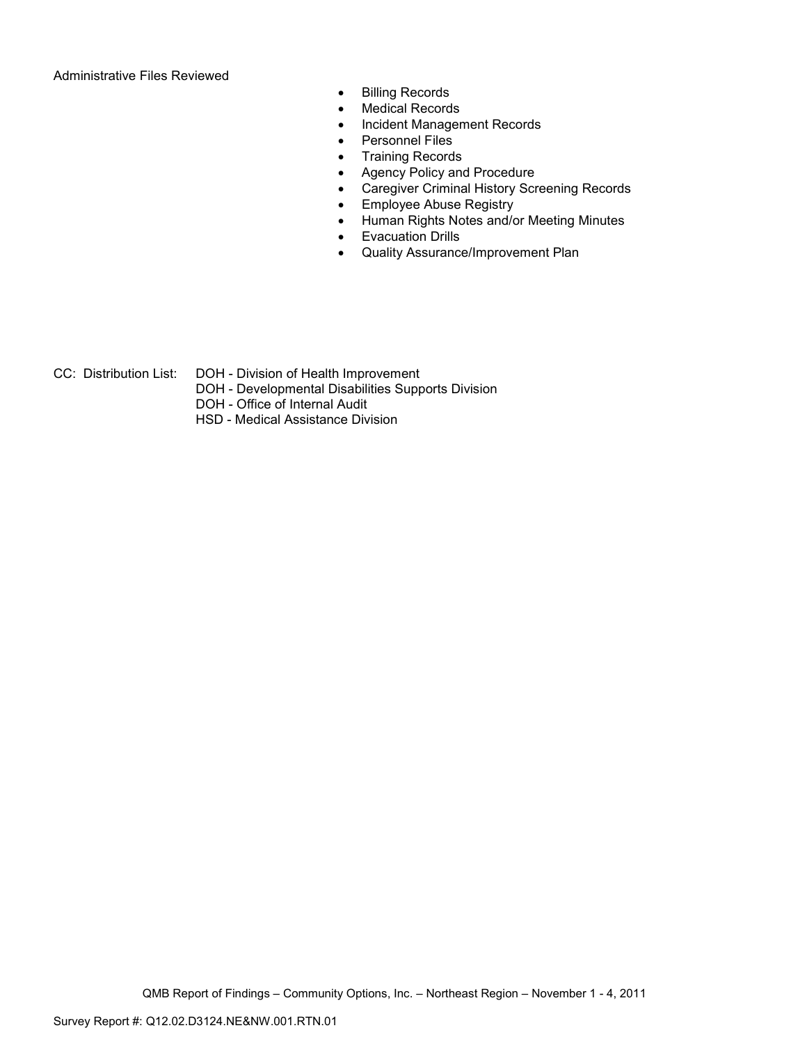Administrative Files Reviewed

- Billing Records
- Medical Records
- Incident Management Records
- Personnel Files
- Training Records
- Agency Policy and Procedure
- Caregiver Criminal History Screening Records
- Employee Abuse Registry
- Human Rights Notes and/or Meeting Minutes
- Evacuation Drills
- Quality Assurance/Improvement Plan

CC: Distribution List: DOH - Division of Health Improvement
DOH - Developmental Disabilities Supports Division
DOH - Office of Internal Audit
HSD - Medical Assistance Division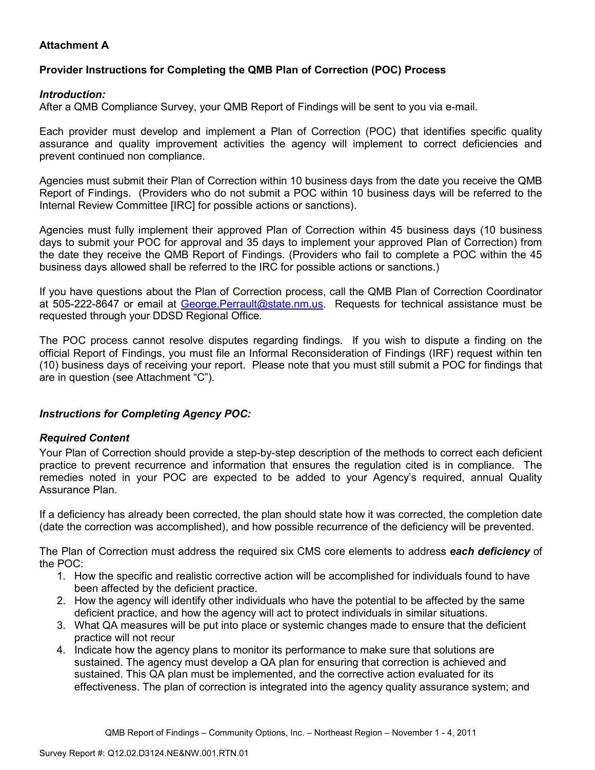**Attachment A**

**Provider Instructions for Completing the QMB Plan of Correction (POC) Process**

***Introduction:***

After a QMB Compliance Survey, your QMB Report of Findings will be sent to you via e-mail.

Each provider must develop and implement a Plan of Correction (POC) that identifies specific quality assurance and quality improvement activities the agency will implement to correct deficiencies and prevent continued non compliance.

Agencies must submit their Plan of Correction within 10 business days from the date you receive the QMB Report of Findings. (Providers who do not submit a POC within 10 business days will be referred to the Internal Review Committee [IRC] for possible actions or sanctions).

Agencies must fully implement their approved Plan of Correction within 45 business days (10 business days to submit your POC for approval and 35 days to implement your approved Plan of Correction) from the date they receive the QMB Report of Findings. (Providers who fail to complete a POC within the 45 business days allowed shall be referred to the IRC for possible actions or sanctions.)

If you have questions about the Plan of Correction process, call the QMB Plan of Correction Coordinator at 505-222-8647 or email at George.Perrault@state.nm.us. Requests for technical assistance must be requested through your DDSD Regional Office.

The POC process cannot resolve disputes regarding findings. If you wish to dispute a finding on the official Report of Findings, you must file an Informal Reconsideration of Findings (IRF) request within ten (10) business days of receiving your report. Please note that you must still submit a POC for findings that are in question (see Attachment "C").

***Instructions for Completing Agency POC:***

***Required Content***

Your Plan of Correction should provide a step-by-step description of the methods to correct each deficient practice to prevent recurrence and information that ensures the regulation cited is in compliance. The remedies noted in your POC are expected to be added to your Agency's required, annual Quality Assurance Plan.

If a deficiency has already been corrected, the plan should state how it was corrected, the completion date (date the correction was accomplished), and how possible recurrence of the deficiency will be prevented.

The Plan of Correction must address the required six CMS core elements to address ***each deficiency*** of the POC:

1. How the specific and realistic corrective action will be accomplished for individuals found to have been affected by the deficient practice.
2. How the agency will identify other individuals who have the potential to be affected by the same deficient practice, and how the agency will act to protect individuals in similar situations.
3. What QA measures will be put into place or systemic changes made to ensure that the deficient practice will not recur
4. Indicate how the agency plans to monitor its performance to make sure that solutions are sustained. The agency must develop a QA plan for ensuring that correction is achieved and sustained. This QA plan must be implemented, and the corrective action evaluated for its effectiveness. The plan of correction is integrated into the agency quality assurance system; and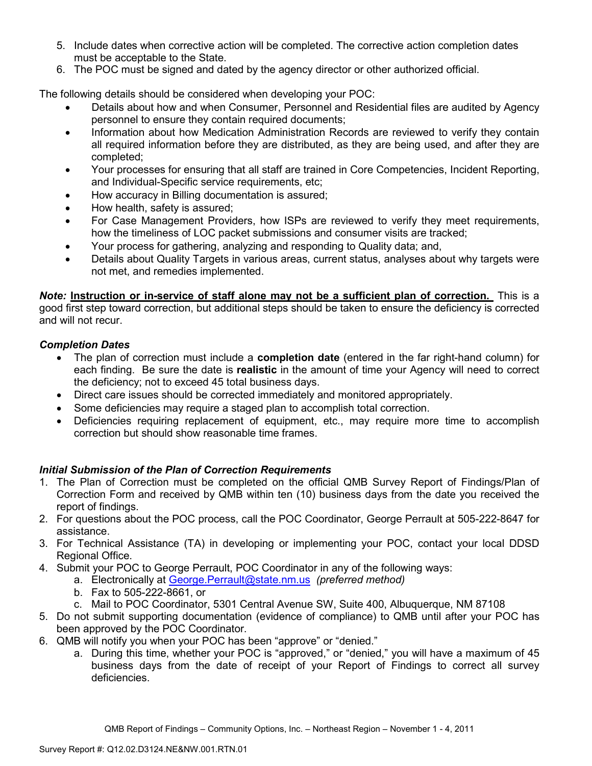5. Include dates when corrective action will be completed. The corrective action completion dates must be acceptable to the State.
6. The POC must be signed and dated by the agency director or other authorized official.

The following details should be considered when developing your POC:

- Details about how and when Consumer, Personnel and Residential files are audited by Agency personnel to ensure they contain required documents;
- Information about how Medication Administration Records are reviewed to verify they contain all required information before they are distributed, as they are being used, and after they are completed;
- Your processes for ensuring that all staff are trained in Core Competencies, Incident Reporting, and Individual-Specific service requirements, etc;
- How accuracy in Billing documentation is assured;
- How health, safety is assured;
- For Case Management Providers, how ISPs are reviewed to verify they meet requirements, how the timeliness of LOC packet submissions and consumer visits are tracked;
- Your process for gathering, analyzing and responding to Quality data; and,
- Details about Quality Targets in various areas, current status, analyses about why targets were not met, and remedies implemented.

***Note:*** **<u>Instruction or in-service of staff alone may not be a sufficient plan of correction.</u>** This is a good first step toward correction, but additional steps should be taken to ensure the deficiency is corrected and will not recur.

***Completion Dates***

- The plan of correction must include a **completion date** (entered in the far right-hand column) for each finding. Be sure the date is **realistic** in the amount of time your Agency will need to correct the deficiency; not to exceed 45 total business days.
- Direct care issues should be corrected immediately and monitored appropriately.
- Some deficiencies may require a staged plan to accomplish total correction.
- Deficiencies requiring replacement of equipment, etc., may require more time to accomplish correction but should show reasonable time frames.

***Initial Submission of the Plan of Correction Requirements***

1. The Plan of Correction must be completed on the official QMB Survey Report of Findings/Plan of Correction Form and received by QMB within ten (10) business days from the date you received the report of findings.
2. For questions about the POC process, call the POC Coordinator, George Perrault at 505-222-8647 for assistance.
3. For Technical Assistance (TA) in developing or implementing your POC, contact your local DDSD Regional Office.
4. Submit your POC to George Perrault, POC Coordinator in any of the following ways:
    a. Electronically at George.Perrault@state.nm.us *(preferred method)*
    b. Fax to 505-222-8661, or
    c. Mail to POC Coordinator, 5301 Central Avenue SW, Suite 400, Albuquerque, NM 87108
5. Do not submit supporting documentation (evidence of compliance) to QMB until after your POC has been approved by the POC Coordinator.
6. QMB will notify you when your POC has been "approve" or "denied."
    a. During this time, whether your POC is "approved," or "denied," you will have a maximum of 45 business days from the date of receipt of your Report of Findings to correct all survey deficiencies.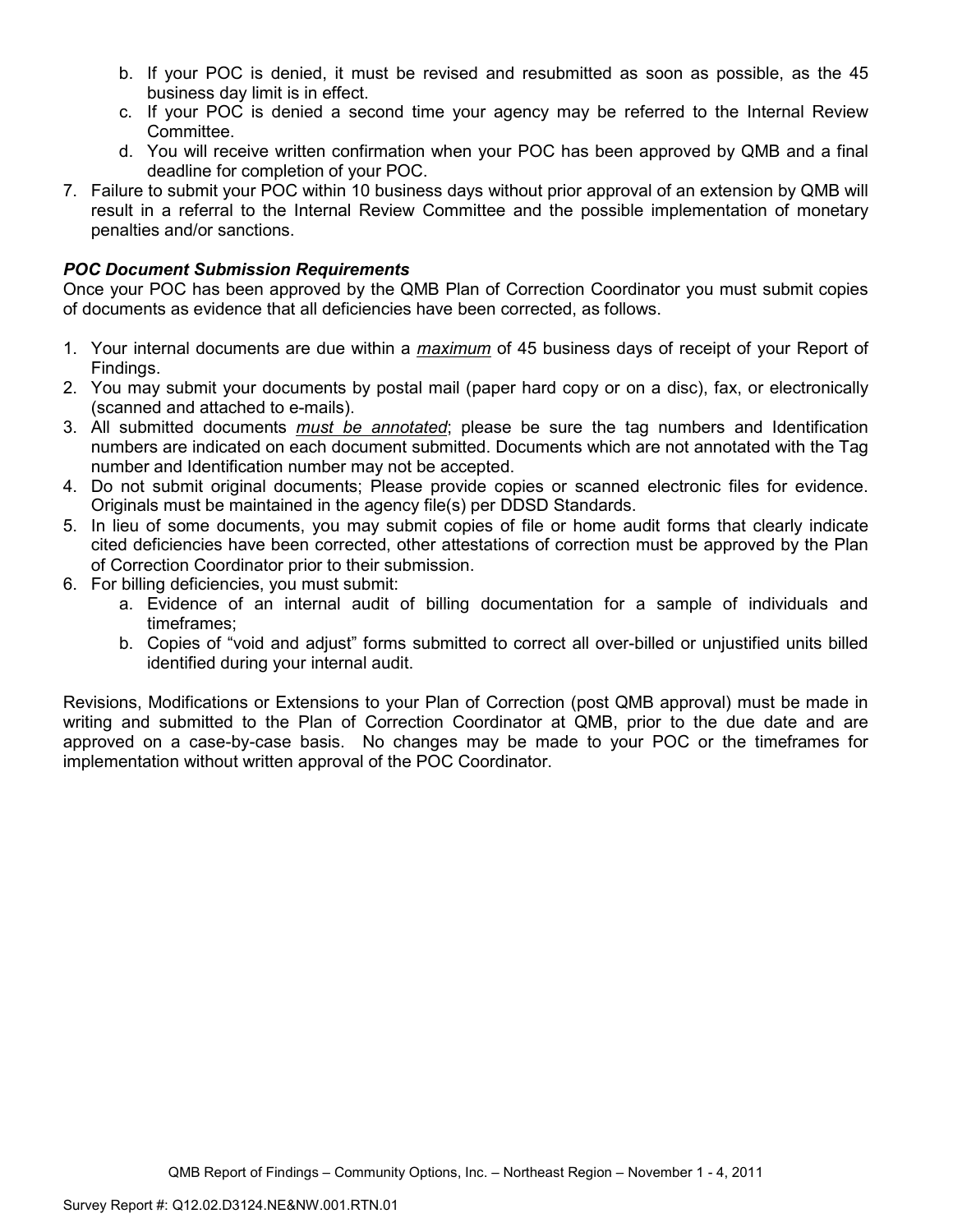b. If your POC is denied, it must be revised and resubmitted as soon as possible, as the 45 business day limit is in effect.
   c. If your POC is denied a second time your agency may be referred to the Internal Review Committee.
   d. You will receive written confirmation when your POC has been approved by QMB and a final deadline for completion of your POC.
7. Failure to submit your POC within 10 business days without prior approval of an extension by QMB will result in a referral to the Internal Review Committee and the possible implementation of monetary penalties and/or sanctions.

***POC Document Submission Requirements***

Once your POC has been approved by the QMB Plan of Correction Coordinator you must submit copies of documents as evidence that all deficiencies have been corrected, as follows.

1. Your internal documents are due within a *maximum* of 45 business days of receipt of your Report of Findings.
2. You may submit your documents by postal mail (paper hard copy or on a disc), fax, or electronically (scanned and attached to e-mails).
3. All submitted documents *must be annotated*; please be sure the tag numbers and Identification numbers are indicated on each document submitted. Documents which are not annotated with the Tag number and Identification number may not be accepted.
4. Do not submit original documents; Please provide copies or scanned electronic files for evidence. Originals must be maintained in the agency file(s) per DDSD Standards.
5. In lieu of some documents, you may submit copies of file or home audit forms that clearly indicate cited deficiencies have been corrected, other attestations of correction must be approved by the Plan of Correction Coordinator prior to their submission.
6. For billing deficiencies, you must submit:
   a. Evidence of an internal audit of billing documentation for a sample of individuals and timeframes;
   b. Copies of "void and adjust" forms submitted to correct all over-billed or unjustified units billed identified during your internal audit.

Revisions, Modifications or Extensions to your Plan of Correction (post QMB approval) must be made in writing and submitted to the Plan of Correction Coordinator at QMB, prior to the due date and are approved on a case-by-case basis. No changes may be made to your POC or the timeframes for implementation without written approval of the POC Coordinator.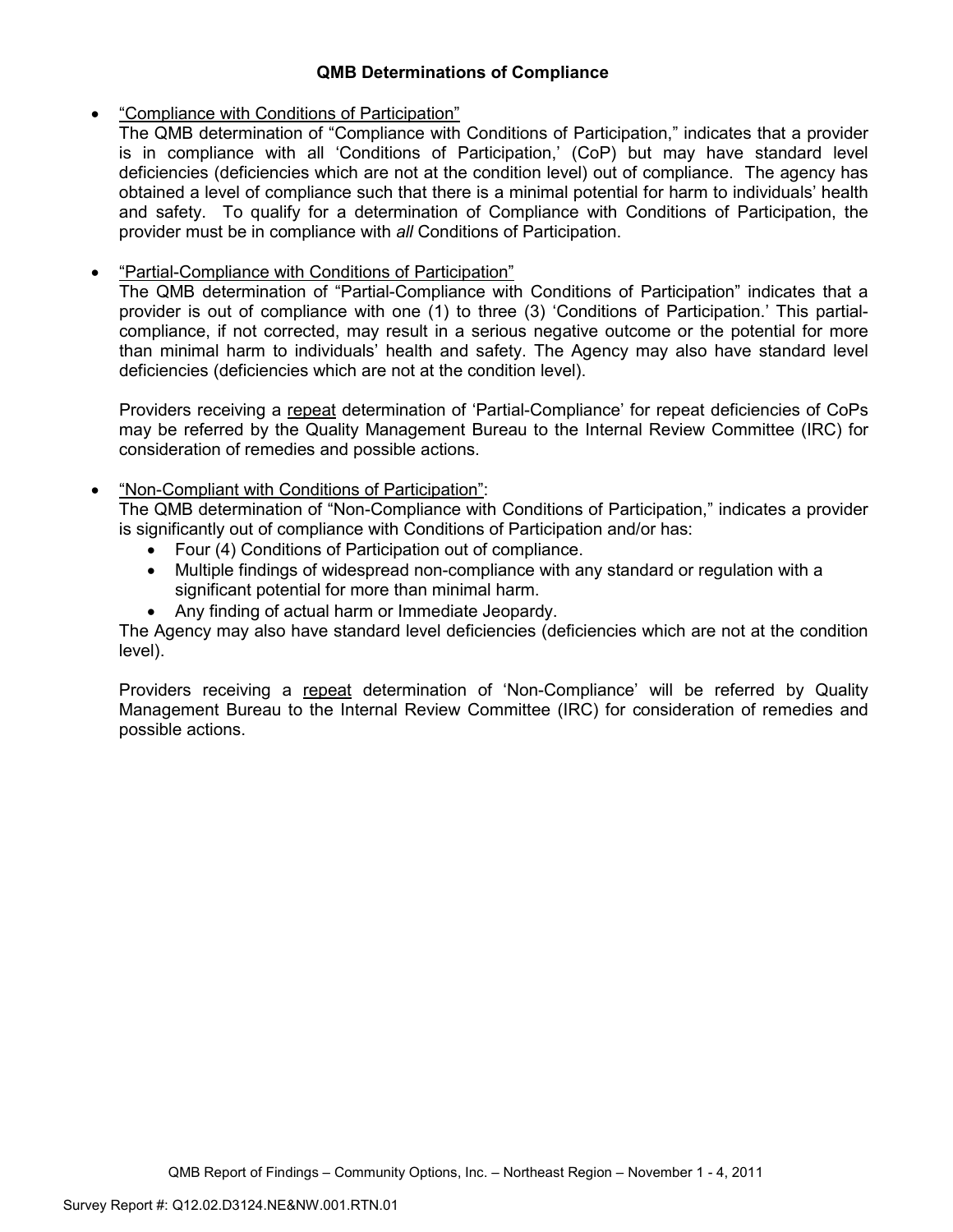## QMB Determinations of Compliance

- "Compliance with Conditions of Participation"

  The QMB determination of "Compliance with Conditions of Participation," indicates that a provider is in compliance with all 'Conditions of Participation,' (CoP) but may have standard level deficiencies (deficiencies which are not at the condition level) out of compliance. The agency has obtained a level of compliance such that there is a minimal potential for harm to individuals' health and safety. To qualify for a determination of Compliance with Conditions of Participation, the provider must be in compliance with *all* Conditions of Participation.

- "Partial-Compliance with Conditions of Participation"

  The QMB determination of "Partial-Compliance with Conditions of Participation" indicates that a provider is out of compliance with one (1) to three (3) 'Conditions of Participation.' This partial-compliance, if not corrected, may result in a serious negative outcome or the potential for more than minimal harm to individuals' health and safety. The Agency may also have standard level deficiencies (deficiencies which are not at the condition level).

  Providers receiving a repeat determination of 'Partial-Compliance' for repeat deficiencies of CoPs may be referred by the Quality Management Bureau to the Internal Review Committee (IRC) for consideration of remedies and possible actions.

- "Non-Compliant with Conditions of Participation":

  The QMB determination of "Non-Compliance with Conditions of Participation," indicates a provider is significantly out of compliance with Conditions of Participation and/or has:
  - Four (4) Conditions of Participation out of compliance.
  - Multiple findings of widespread non-compliance with any standard or regulation with a significant potential for more than minimal harm.
  - Any finding of actual harm or Immediate Jeopardy.

  The Agency may also have standard level deficiencies (deficiencies which are not at the condition level).

  Providers receiving a repeat determination of 'Non-Compliance' will be referred by Quality Management Bureau to the Internal Review Committee (IRC) for consideration of remedies and possible actions.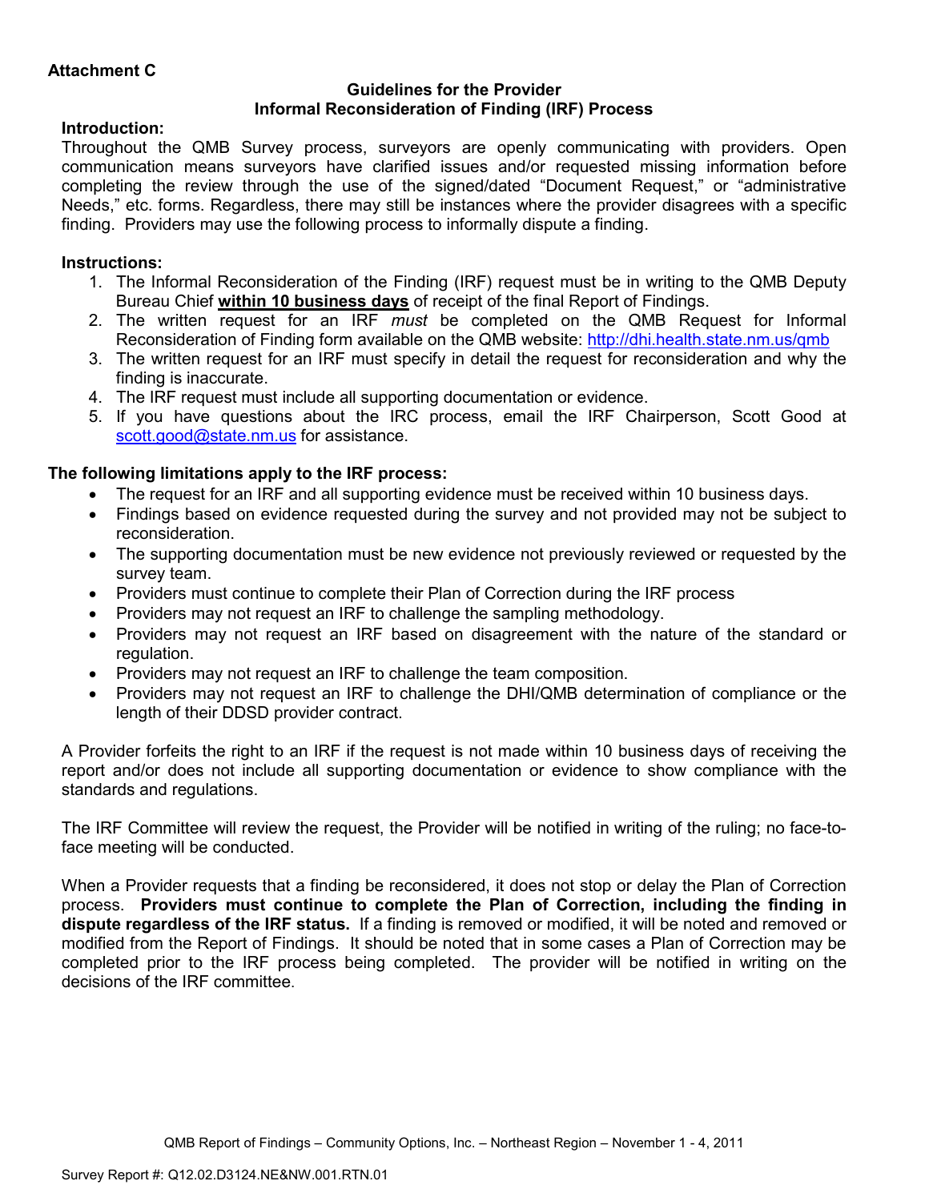**Attachment C**

**Guidelines for the Provider**
**Informal Reconsideration of Finding (IRF) Process**

**Introduction:**

Throughout the QMB Survey process, surveyors are openly communicating with providers. Open communication means surveyors have clarified issues and/or requested missing information before completing the review through the use of the signed/dated "Document Request," or "administrative Needs," etc. forms. Regardless, there may still be instances where the provider disagrees with a specific finding. Providers may use the following process to informally dispute a finding.

**Instructions:**

1. The Informal Reconsideration of the Finding (IRF) request must be in writing to the QMB Deputy Bureau Chief **within 10 business days** of receipt of the final Report of Findings.
2. The written request for an IRF *must* be completed on the QMB Request for Informal Reconsideration of Finding form available on the QMB website: http://dhi.health.state.nm.us/qmb
3. The written request for an IRF must specify in detail the request for reconsideration and why the finding is inaccurate.
4. The IRF request must include all supporting documentation or evidence.
5. If you have questions about the IRC process, email the IRF Chairperson, Scott Good at scott.good@state.nm.us for assistance.

**The following limitations apply to the IRF process:**

- The request for an IRF and all supporting evidence must be received within 10 business days.
- Findings based on evidence requested during the survey and not provided may not be subject to reconsideration.
- The supporting documentation must be new evidence not previously reviewed or requested by the survey team.
- Providers must continue to complete their Plan of Correction during the IRF process
- Providers may not request an IRF to challenge the sampling methodology.
- Providers may not request an IRF based on disagreement with the nature of the standard or regulation.
- Providers may not request an IRF to challenge the team composition.
- Providers may not request an IRF to challenge the DHI/QMB determination of compliance or the length of their DDSD provider contract.

A Provider forfeits the right to an IRF if the request is not made within 10 business days of receiving the report and/or does not include all supporting documentation or evidence to show compliance with the standards and regulations.

The IRF Committee will review the request, the Provider will be notified in writing of the ruling; no face-to-face meeting will be conducted.

When a Provider requests that a finding be reconsidered, it does not stop or delay the Plan of Correction process. **Providers must continue to complete the Plan of Correction, including the finding in dispute regardless of the IRF status.** If a finding is removed or modified, it will be noted and removed or modified from the Report of Findings. It should be noted that in some cases a Plan of Correction may be completed prior to the IRF process being completed. The provider will be notified in writing on the decisions of the IRF committee.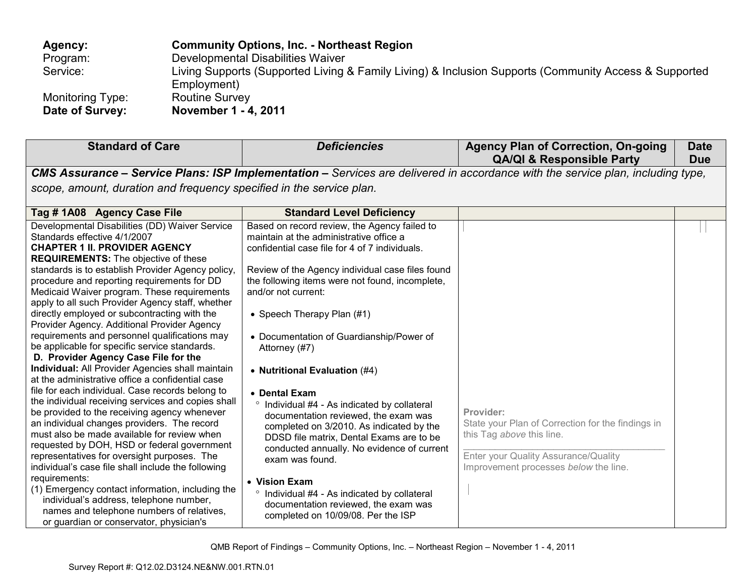**Agency:** **Community Options, Inc. - Northeast Region**
Program: Developmental Disabilities Waiver
Service: Living Supports (Supported Living & Family Living) & Inclusion Supports (Community Access & Supported Employment)
Monitoring Type: Routine Survey
**Date of Survey:** **November 1 - 4, 2011**

| Standard of Care | *Deficiencies* | Agency Plan of Correction, On-going QA/QI & Responsible Party | Date Due |
|---|---|---|---|
| ***CMS Assurance – Service Plans: ISP Implementation –*** *Services are delivered in accordance with the service plan, including type, scope, amount, duration and frequency specified in the service plan.* | | | |
| **Tag # 1A08 Agency Case File** | **Standard Level Deficiency** | | |
| Developmental Disabilities (DD) Waiver Service Standards effective 4/1/2007<br>**CHAPTER 1 II. PROVIDER AGENCY REQUIREMENTS:** The objective of these standards is to establish Provider Agency policy, procedure and reporting requirements for DD Medicaid Waiver program. These requirements apply to all such Provider Agency staff, whether directly employed or subcontracting with the Provider Agency. Additional Provider Agency requirements and personnel qualifications may be applicable for specific service standards.<br>**D. Provider Agency Case File for the Individual:** All Provider Agencies shall maintain at the administrative office a confidential case file for each individual. Case records belong to the individual receiving services and copies shall be provided to the receiving agency whenever an individual changes providers. The record must also be made available for review when requested by DOH, HSD or federal government representatives for oversight purposes. The individual's case file shall include the following requirements:<br>(1) Emergency contact information, including the individual's address, telephone number, names and telephone numbers of relatives, or guardian or conservator, physician's | Based on record review, the Agency failed to maintain at the administrative office a confidential case file for 4 of 7 individuals.<br><br>Review of the Agency individual case files found the following items were not found, incomplete, and/or not current:<br><br>• Speech Therapy Plan (#1)<br><br>• Documentation of Guardianship/Power of Attorney (#7)<br><br>• **Nutritional Evaluation** (#4)<br><br>• **Dental Exam**<br>◦ Individual #4 - As indicated by collateral documentation reviewed, the exam was completed on 3/2010. As indicated by the DDSD file matrix, Dental Exams are to be conducted annually. No evidence of current exam was found.<br><br>• **Vision Exam**<br>◦ Individual #4 - As indicated by collateral documentation reviewed, the exam was completed on 10/09/08. Per the ISP | Provider:<br>State your Plan of Correction for the findings in this Tag *above* this line.<br>\_\_\_\_\_\_\_\_\_\_\_\_\_\_\_\_\_\_\_\_\_\_\_\_\_\_\_\_\_\_\_\_\_\_\_\_<br>Enter your Quality Assurance/Quality Improvement processes *below* the line. | |

QMB Report of Findings – Community Options, Inc. – Northeast Region – November 1 - 4, 2011

Survey Report #: Q12.02.D3124.NE&NW.001.RTN.01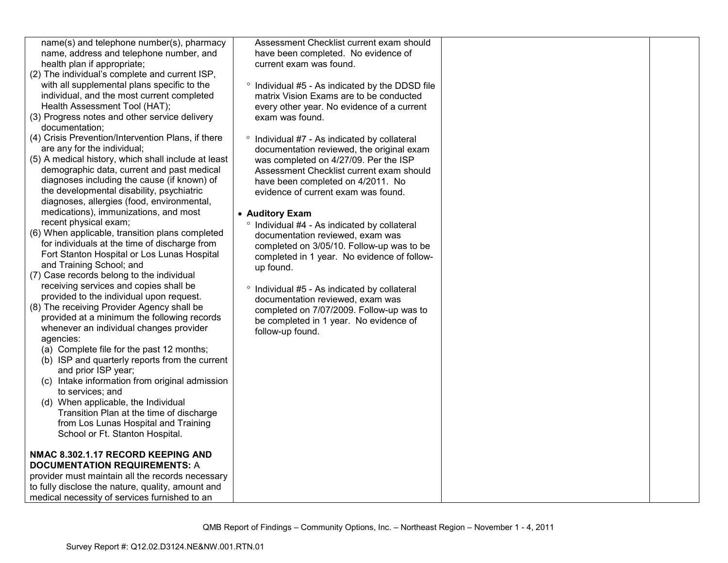| | | | |
|---|---|---|---|
| name(s) and telephone number(s), pharmacy name, address and telephone number, and health plan if appropriate;<br>(2) The individual's complete and current ISP, with all supplemental plans specific to the individual, and the most current completed Health Assessment Tool (HAT);<br>(3) Progress notes and other service delivery documentation;<br>(4) Crisis Prevention/Intervention Plans, if there are any for the individual;<br>(5) A medical history, which shall include at least demographic data, current and past medical diagnoses including the cause (if known) of the developmental disability, psychiatric diagnoses, allergies (food, environmental, medications), immunizations, and most recent physical exam;<br>(6) When applicable, transition plans completed for individuals at the time of discharge from Fort Stanton Hospital or Los Lunas Hospital and Training School; and<br>(7) Case records belong to the individual receiving services and copies shall be provided to the individual upon request.<br>(8) The receiving Provider Agency shall be provided at a minimum the following records whenever an individual changes provider agencies:<br>(a) Complete file for the past 12 months;<br>(b) ISP and quarterly reports from the current and prior ISP year;<br>(c) Intake information from original admission to services; and<br>(d) When applicable, the Individual Transition Plan at the time of discharge from Los Lunas Hospital and Training School or Ft. Stanton Hospital.<br><br>**NMAC 8.302.1.17 RECORD KEEPING AND DOCUMENTATION REQUIREMENTS:** A provider must maintain all the records necessary to fully disclose the nature, quality, amount and medical necessity of services furnished to an | Assessment Checklist current exam should have been completed. No evidence of current exam was found.<br><br>° Individual #5 - As indicated by the DDSD file matrix Vision Exams are to be conducted every other year. No evidence of a current exam was found.<br><br>° Individual #7 - As indicated by collateral documentation reviewed, the original exam was completed on 4/27/09. Per the ISP Assessment Checklist current exam should have been completed on 4/2011. No evidence of current exam was found.<br><br>• **Auditory Exam**<br>° Individual #4 - As indicated by collateral documentation reviewed, exam was completed on 3/05/10. Follow-up was to be completed in 1 year. No evidence of follow-up found.<br><br>° Individual #5 - As indicated by collateral documentation reviewed, exam was completed on 7/07/2009. Follow-up was to be completed in 1 year. No evidence of follow-up found. | | |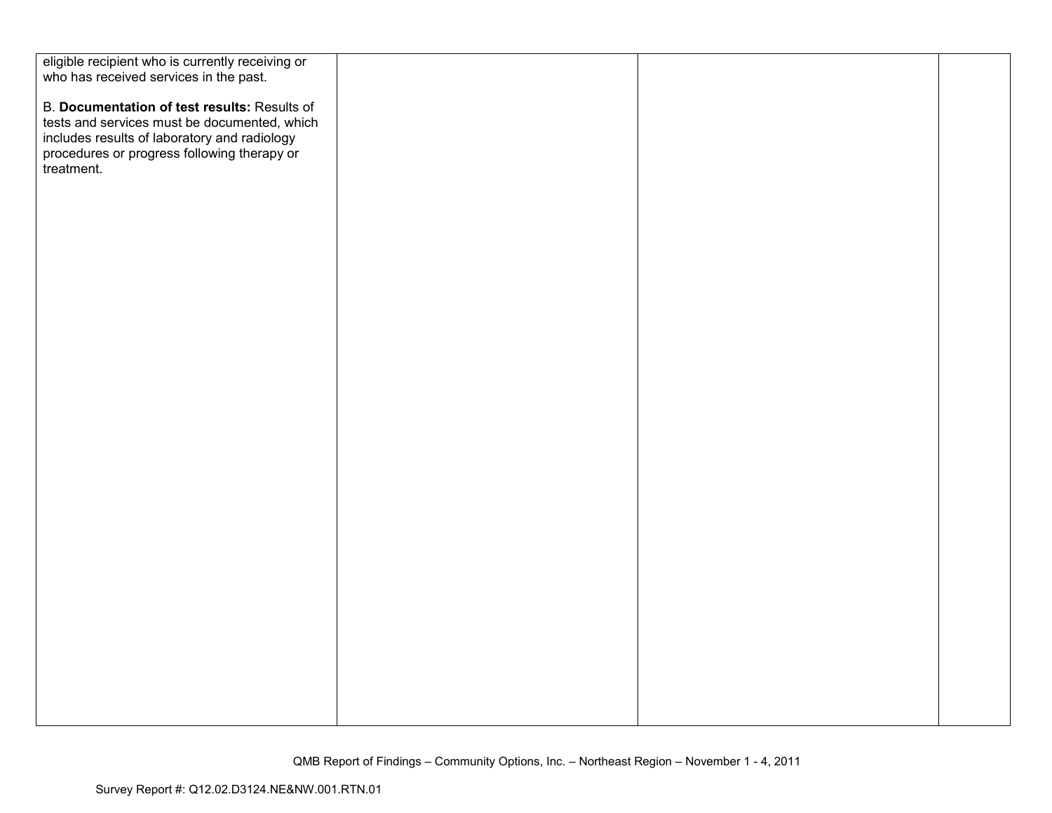| | | | |
|---|---|---|---|
| eligible recipient who is currently receiving or who has received services in the past.<br><br>B. **Documentation of test results:** Results of tests and services must be documented, which includes results of laboratory and radiology procedures or progress following therapy or treatment. | | | |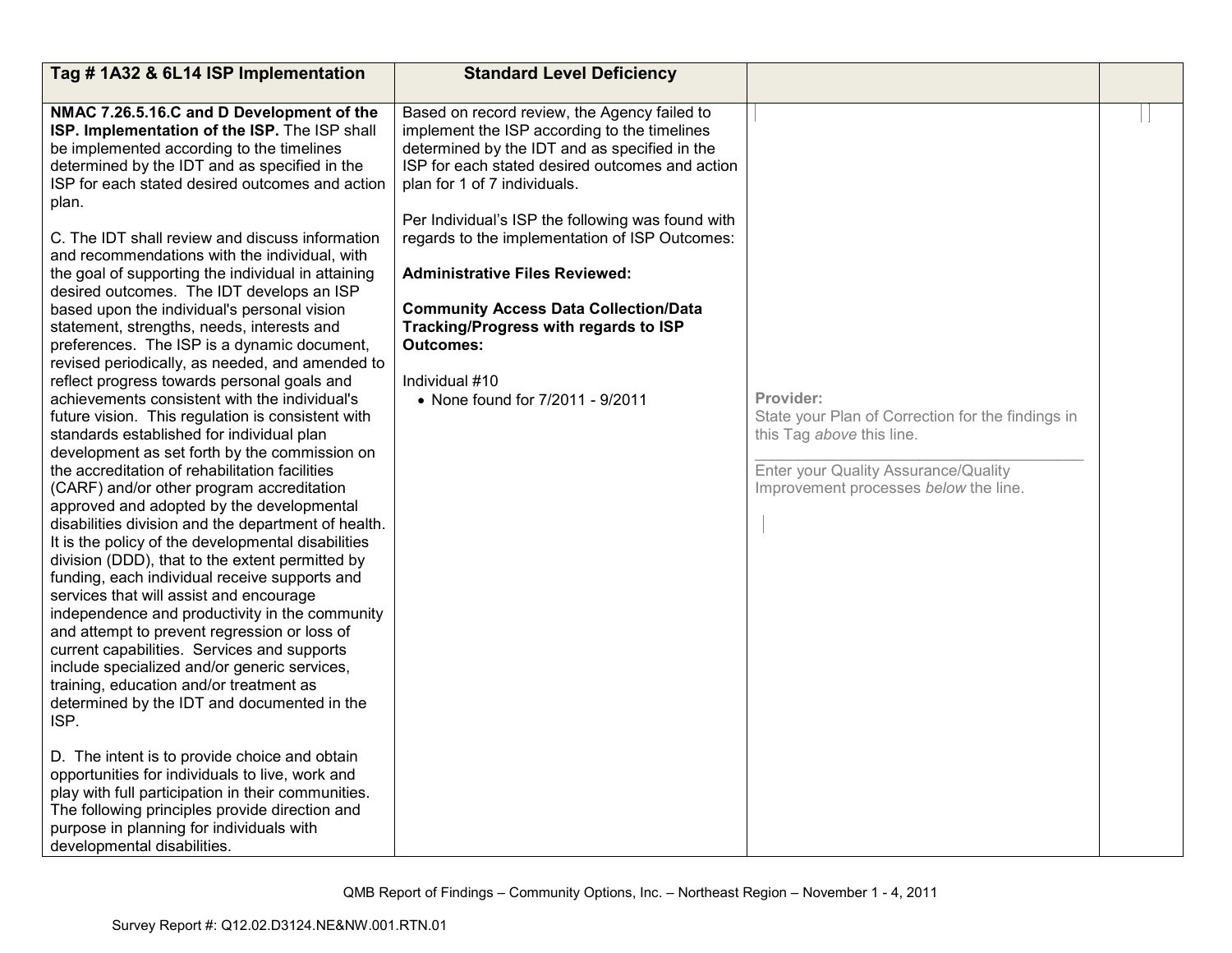| Tag # 1A32 & 6L14 ISP Implementation | Standard Level Deficiency | | |
|---|---|---|---|
| **NMAC 7.26.5.16.C and D Development of the ISP. Implementation of the ISP.** The ISP shall be implemented according to the timelines determined by the IDT and as specified in the ISP for each stated desired outcomes and action plan.<br><br>C. The IDT shall review and discuss information and recommendations with the individual, with the goal of supporting the individual in attaining desired outcomes. The IDT develops an ISP based upon the individual's personal vision statement, strengths, needs, interests and preferences. The ISP is a dynamic document, revised periodically, as needed, and amended to reflect progress towards personal goals and achievements consistent with the individual's future vision. This regulation is consistent with standards established for individual plan development as set forth by the commission on the accreditation of rehabilitation facilities (CARF) and/or other program accreditation approved and adopted by the developmental disabilities division and the department of health. It is the policy of the developmental disabilities division (DDD), that to the extent permitted by funding, each individual receive supports and services that will assist and encourage independence and productivity in the community and attempt to prevent regression or loss of current capabilities. Services and supports include specialized and/or generic services, training, education and/or treatment as determined by the IDT and documented in the ISP.<br><br>D. The intent is to provide choice and obtain opportunities for individuals to live, work and play with full participation in their communities. The following principles provide direction and purpose in planning for individuals with developmental disabilities. | Based on record review, the Agency failed to implement the ISP according to the timelines determined by the IDT and as specified in the ISP for each stated desired outcomes and action plan for 1 of 7 individuals.<br><br>Per Individual's ISP the following was found with regards to the implementation of ISP Outcomes:<br><br>**Administrative Files Reviewed:**<br><br>**Community Access Data Collection/Data Tracking/Progress with regards to ISP Outcomes:**<br><br>Individual #10<br>• None found for 7/2011 - 9/2011 | Provider:<br>State your Plan of Correction for the findings in this Tag *above* this line.<br>\_\_\_\_\_\_\_\_\_\_\_\_\_\_\_\_\_\_\_\_\_\_\_\_\_\_\_\_\_\_\_\_<br>Enter your Quality Assurance/Quality Improvement processes *below* the line. | |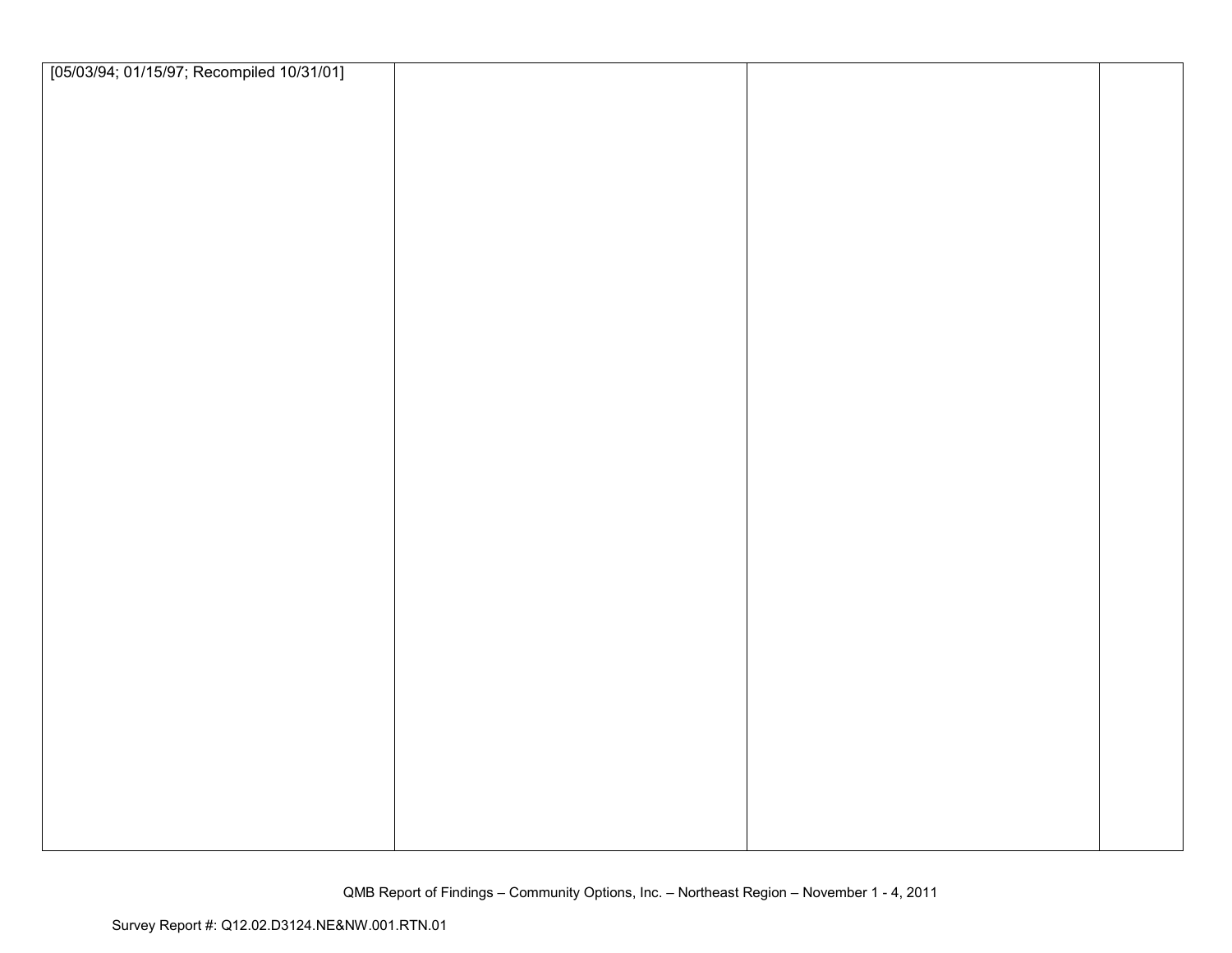| | | | |
|---|---|---|---|
| [05/03/94; 01/15/97; Recompiled 10/31/01] | | | |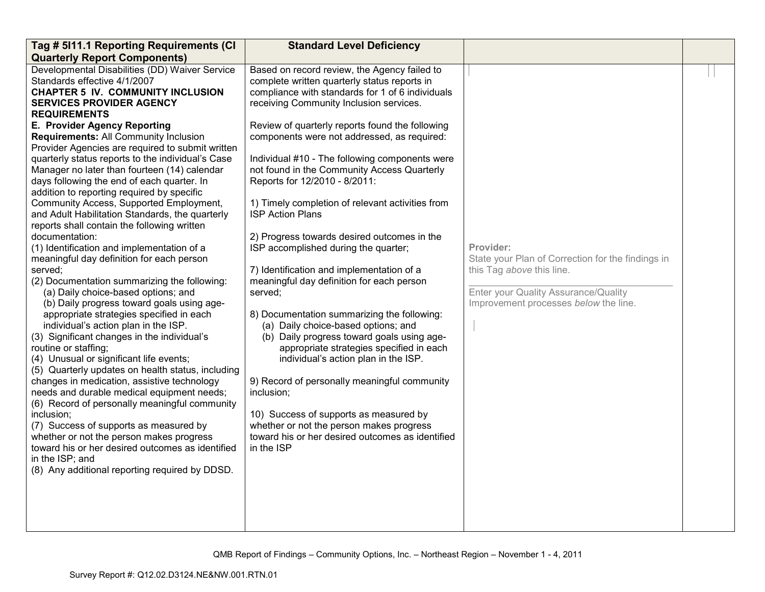| Tag # 5I11.1 Reporting Requirements (CI Quarterly Report Components) | Standard Level Deficiency | | |
|---|---|---|---|
| Developmental Disabilities (DD) Waiver Service Standards effective 4/1/2007<br>**CHAPTER 5 IV. COMMUNITY INCLUSION SERVICES PROVIDER AGENCY REQUIREMENTS**<br>**E. Provider Agency Reporting Requirements:** All Community Inclusion Provider Agencies are required to submit written quarterly status reports to the individual's Case Manager no later than fourteen (14) calendar days following the end of each quarter. In addition to reporting required by specific Community Access, Supported Employment, and Adult Habilitation Standards, the quarterly reports shall contain the following written documentation:<br>(1) Identification and implementation of a meaningful day definition for each person served;<br>(2) Documentation summarizing the following:<br>(a) Daily choice-based options; and<br>(b) Daily progress toward goals using age-appropriate strategies specified in each individual's action plan in the ISP.<br>(3) Significant changes in the individual's routine or staffing;<br>(4) Unusual or significant life events;<br>(5) Quarterly updates on health status, including changes in medication, assistive technology needs and durable medical equipment needs;<br>(6) Record of personally meaningful community inclusion;<br>(7) Success of supports as measured by whether or not the person makes progress toward his or her desired outcomes as identified in the ISP; and<br>(8) Any additional reporting required by DDSD. | Based on record review, the Agency failed to complete written quarterly status reports in compliance with standards for 1 of 6 individuals receiving Community Inclusion services.<br><br>Review of quarterly reports found the following components were not addressed, as required:<br><br>Individual #10 - The following components were not found in the Community Access Quarterly Reports for 12/2010 - 8/2011:<br><br>1) Timely completion of relevant activities from ISP Action Plans<br><br>2) Progress towards desired outcomes in the ISP accomplished during the quarter;<br><br>7) Identification and implementation of a meaningful day definition for each person served;<br><br>8) Documentation summarizing the following:<br>(a) Daily choice-based options; and<br>(b) Daily progress toward goals using age-appropriate strategies specified in each individual's action plan in the ISP.<br><br>9) Record of personally meaningful community inclusion;<br><br>10) Success of supports as measured by whether or not the person makes progress toward his or her desired outcomes as identified in the ISP | **Provider:**<br>State your Plan of Correction for the findings in this Tag *above* this line.<br>\_\_\_\_\_\_\_\_\_\_\_\_\_\_\_\_\_\_\_\_\_\_\_\_\_\_\_\_\_\_\_\_<br>Enter your Quality Assurance/Quality Improvement processes *below* the line. | |

QMB Report of Findings – Community Options, Inc. – Northeast Region – November 1 - 4, 2011

Survey Report #: Q12.02.D3124.NE&NW.001.RTN.01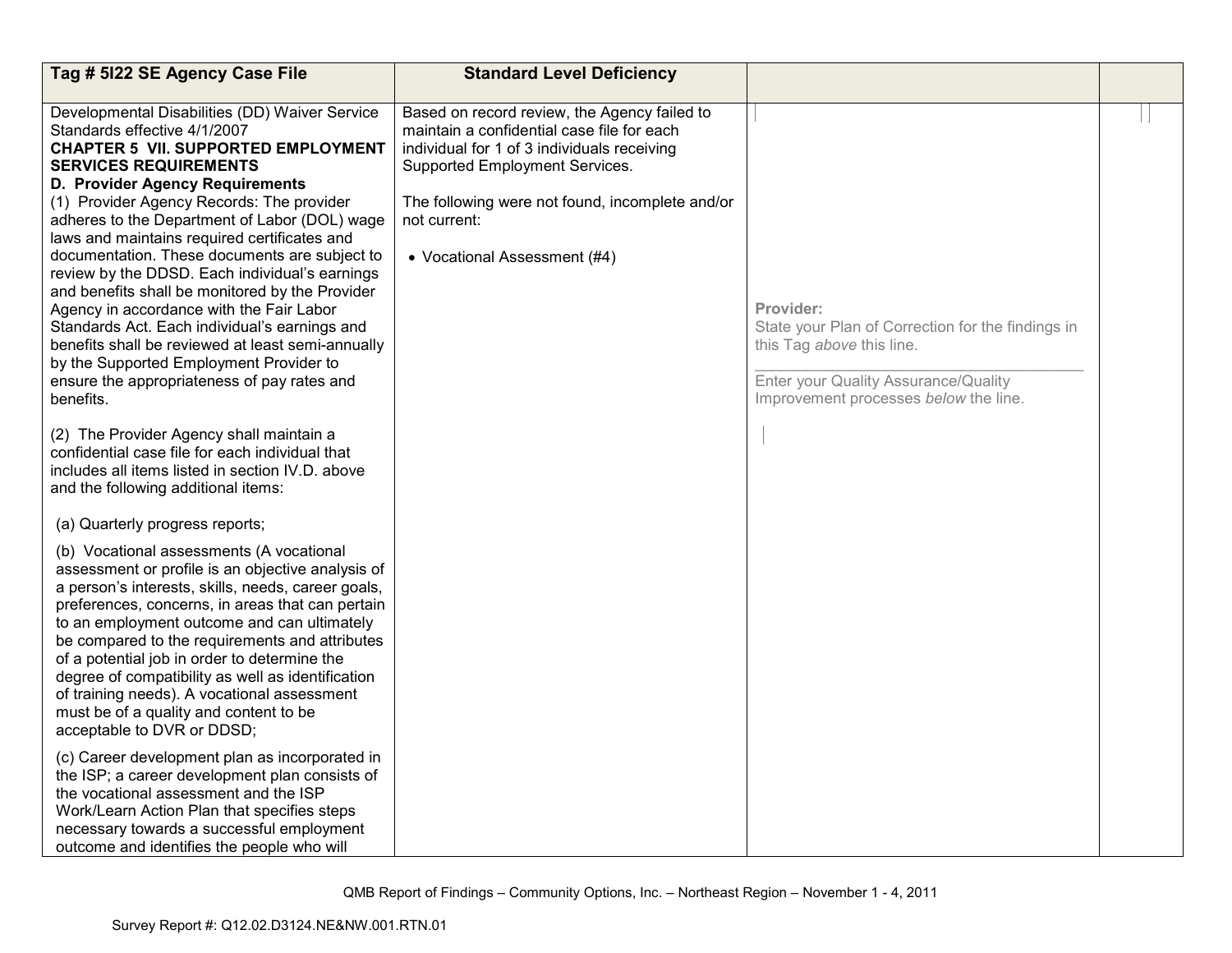| Tag # 5I22 SE Agency Case File | Standard Level Deficiency | | |
|---|---|---|---|
| Developmental Disabilities (DD) Waiver Service Standards effective 4/1/2007<br>**CHAPTER 5 VII. SUPPORTED EMPLOYMENT SERVICES REQUIREMENTS**<br>**D. Provider Agency Requirements**<br>(1) Provider Agency Records: The provider adheres to the Department of Labor (DOL) wage laws and maintains required certificates and documentation. These documents are subject to review by the DDSD. Each individual's earnings and benefits shall be monitored by the Provider Agency in accordance with the Fair Labor Standards Act. Each individual's earnings and benefits shall be reviewed at least semi-annually by the Supported Employment Provider to ensure the appropriateness of pay rates and benefits.<br><br>(2) The Provider Agency shall maintain a confidential case file for each individual that includes all items listed in section IV.D. above and the following additional items:<br><br>(a) Quarterly progress reports;<br><br>(b) Vocational assessments (A vocational assessment or profile is an objective analysis of a person's interests, skills, needs, career goals, preferences, concerns, in areas that can pertain to an employment outcome and can ultimately be compared to the requirements and attributes of a potential job in order to determine the degree of compatibility as well as identification of training needs). A vocational assessment must be of a quality and content to be acceptable to DVR or DDSD;<br><br>(c) Career development plan as incorporated in the ISP; a career development plan consists of the vocational assessment and the ISP Work/Learn Action Plan that specifies steps necessary towards a successful employment outcome and identifies the people who will | Based on record review, the Agency failed to maintain a confidential case file for each individual for 1 of 3 individuals receiving Supported Employment Services.<br><br>The following were not found, incomplete and/or not current:<br><br>• Vocational Assessment (#4) | **Provider:**<br>State your Plan of Correction for the findings in this Tag *above* this line.<br>\_\_\_\_\_\_\_\_\_\_\_\_\_\_\_\_\_\_\_\_\_\_\_\_\_\_\_\_\_\_\_\_<br>Enter your Quality Assurance/Quality Improvement processes *below* the line. | |

QMB Report of Findings – Community Options, Inc. – Northeast Region – November 1 - 4, 2011

Survey Report #: Q12.02.D3124.NE&NW.001.RTN.01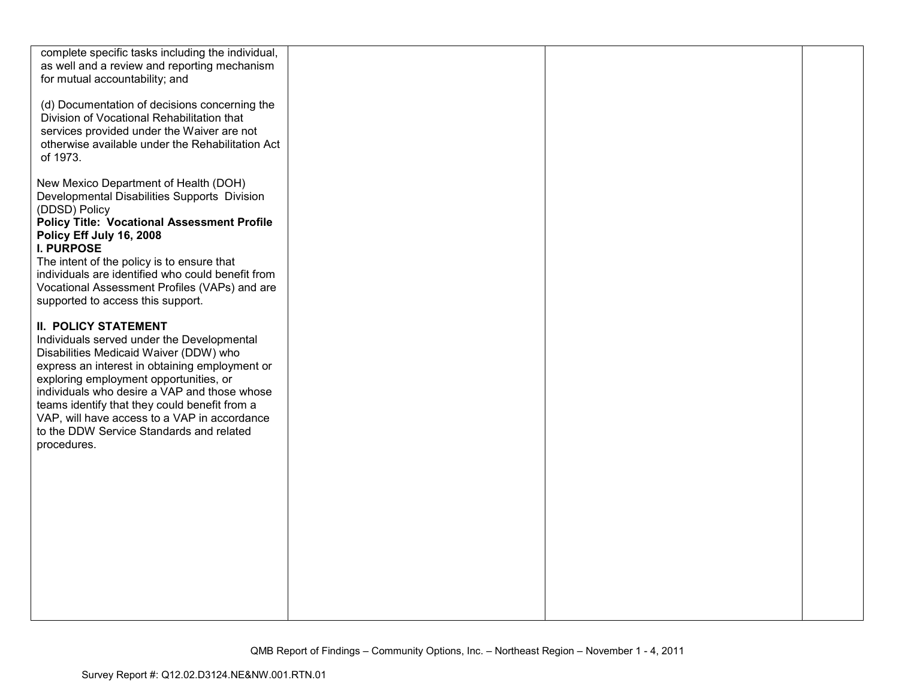| | | | |
|---|---|---|---|
| complete specific tasks including the individual, as well and a review and reporting mechanism for mutual accountability; and<br><br>(d) Documentation of decisions concerning the Division of Vocational Rehabilitation that services provided under the Waiver are not otherwise available under the Rehabilitation Act of 1973.<br><br>New Mexico Department of Health (DOH) Developmental Disabilities Supports Division (DDSD) Policy<br>**Policy Title: Vocational Assessment Profile Policy Eff July 16, 2008**<br>**I. PURPOSE**<br>The intent of the policy is to ensure that individuals are identified who could benefit from Vocational Assessment Profiles (VAPs) and are supported to access this support.<br><br>**II. POLICY STATEMENT**<br>Individuals served under the Developmental Disabilities Medicaid Waiver (DDW) who express an interest in obtaining employment or exploring employment opportunities, or individuals who desire a VAP and those whose teams identify that they could benefit from a VAP, will have access to a VAP in accordance to the DDW Service Standards and related procedures. | | | |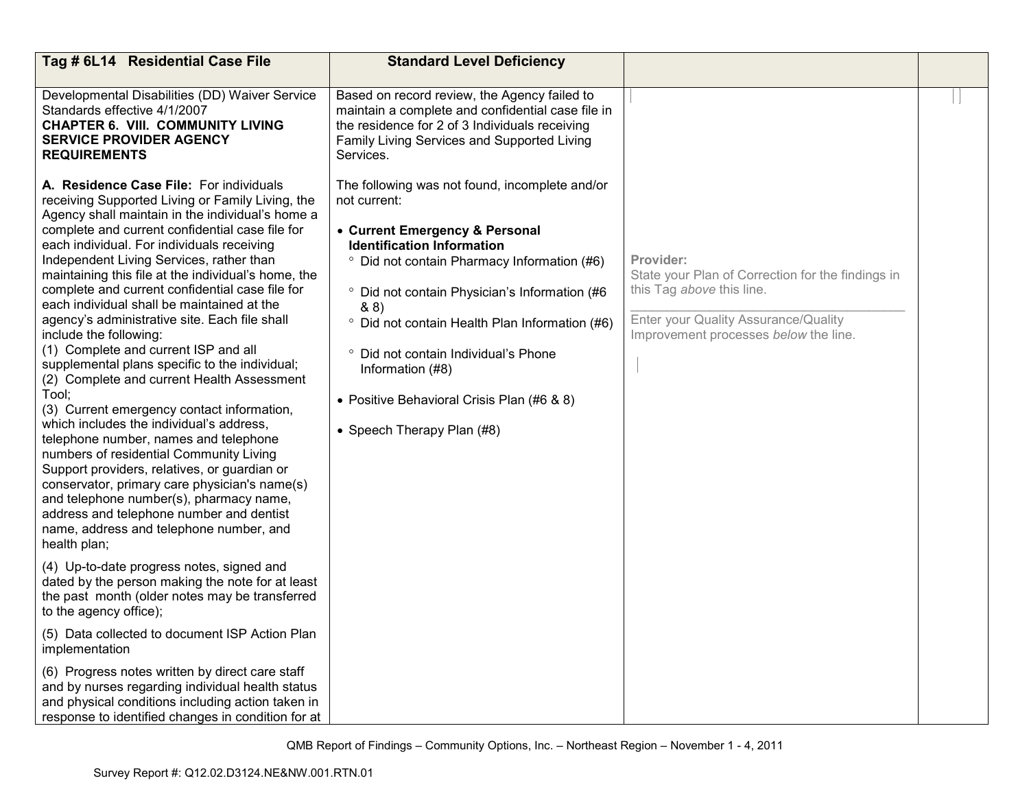| Tag # 6L14 Residential Case File | Standard Level Deficiency | | |
|---|---|---|---|
| Developmental Disabilities (DD) Waiver Service Standards effective 4/1/2007<br>**CHAPTER 6. VIII. COMMUNITY LIVING SERVICE PROVIDER AGENCY REQUIREMENTS**<br><br>**A. Residence Case File:** For individuals receiving Supported Living or Family Living, the Agency shall maintain in the individual's home a complete and current confidential case file for each individual. For individuals receiving Independent Living Services, rather than maintaining this file at the individual's home, the complete and current confidential case file for each individual shall be maintained at the agency's administrative site. Each file shall include the following:<br>(1) Complete and current ISP and all supplemental plans specific to the individual;<br>(2) Complete and current Health Assessment Tool;<br>(3) Current emergency contact information, which includes the individual's address, telephone number, names and telephone numbers of residential Community Living Support providers, relatives, or guardian or conservator, primary care physician's name(s) and telephone number(s), pharmacy name, address and telephone number and dentist name, address and telephone number, and health plan;<br><br>(4) Up-to-date progress notes, signed and dated by the person making the note for at least the past month (older notes may be transferred to the agency office);<br><br>(5) Data collected to document ISP Action Plan implementation<br><br>(6) Progress notes written by direct care staff and by nurses regarding individual health status and physical conditions including action taken in response to identified changes in condition for at | Based on record review, the Agency failed to maintain a complete and confidential case file in the residence for 2 of 3 Individuals receiving Family Living Services and Supported Living Services.<br><br>The following was not found, incomplete and/or not current:<br><br>• **Current Emergency & Personal Identification Information**<br>° Did not contain Pharmacy Information (#6)<br>° Did not contain Physician's Information (#6 & 8)<br>° Did not contain Health Plan Information (#6)<br>° Did not contain Individual's Phone Information (#8)<br><br>• Positive Behavioral Crisis Plan (#6 & 8)<br><br>• Speech Therapy Plan (#8) | **Provider:**<br>State your Plan of Correction for the findings in this Tag *above* this line.<br>\_\_\_\_\_\_\_\_\_\_\_\_\_\_\_\_\_\_\_\_\_\_\_\_\_\_\_\_\_\_\_\_<br>Enter your Quality Assurance/Quality Improvement processes *below* the line. | |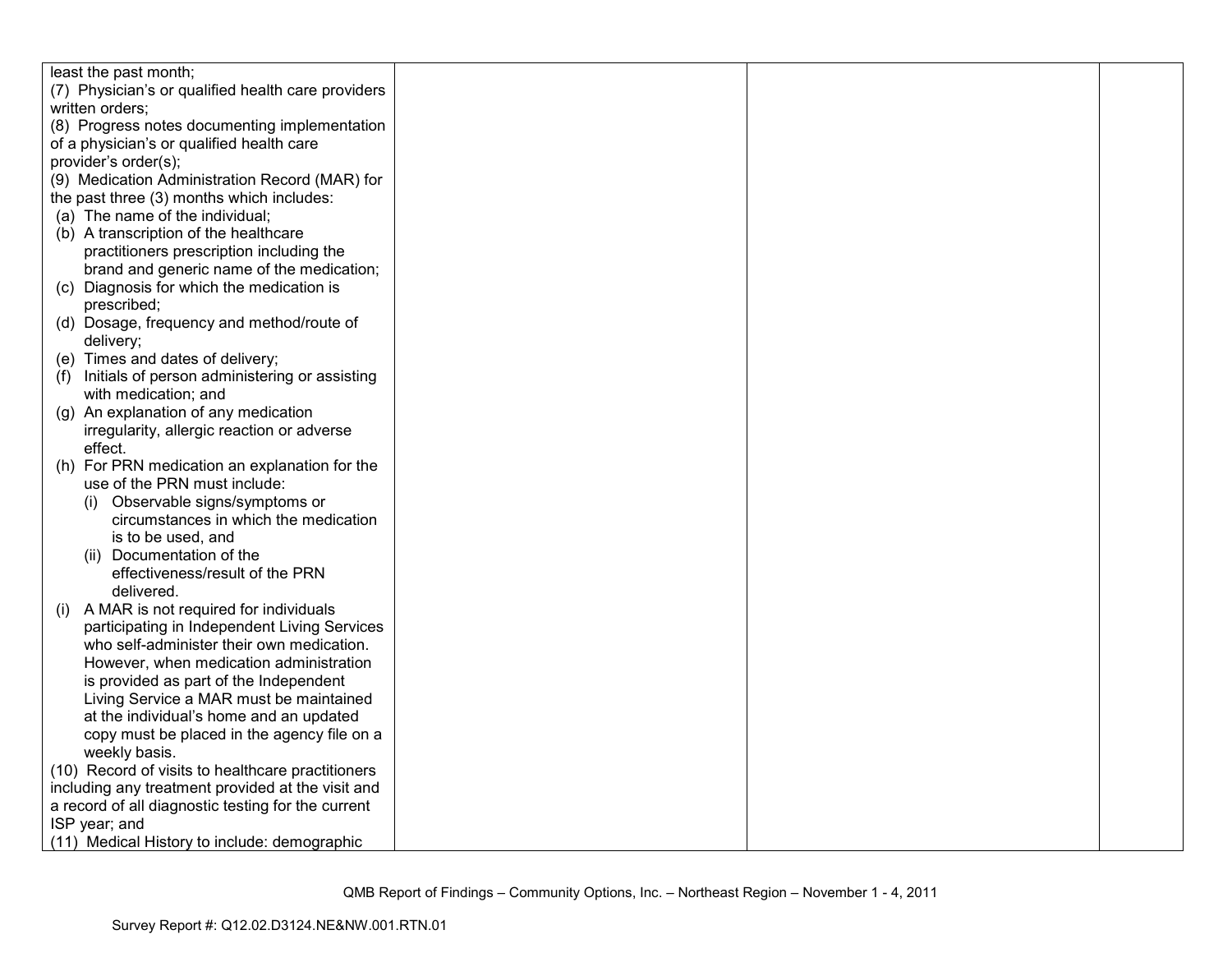| | | | |
|---|---|---|---|
| least the past month;<br>(7) Physician's or qualified health care providers written orders;<br>(8) Progress notes documenting implementation of a physician's or qualified health care provider's order(s);<br>(9) Medication Administration Record (MAR) for the past three (3) months which includes:<br>(a) The name of the individual;<br>(b) A transcription of the healthcare practitioners prescription including the brand and generic name of the medication;<br>(c) Diagnosis for which the medication is prescribed;<br>(d) Dosage, frequency and method/route of delivery;<br>(e) Times and dates of delivery;<br>(f) Initials of person administering or assisting with medication; and<br>(g) An explanation of any medication irregularity, allergic reaction or adverse effect.<br>(h) For PRN medication an explanation for the use of the PRN must include:<br>(i) Observable signs/symptoms or circumstances in which the medication is to be used, and<br>(ii) Documentation of the effectiveness/result of the PRN delivered.<br>(i) A MAR is not required for individuals participating in Independent Living Services who self-administer their own medication. However, when medication administration is provided as part of the Independent Living Service a MAR must be maintained at the individual's home and an updated copy must be placed in the agency file on a weekly basis.<br>(10) Record of visits to healthcare practitioners including any treatment provided at the visit and a record of all diagnostic testing for the current ISP year; and<br>(11) Medical History to include: demographic | | | |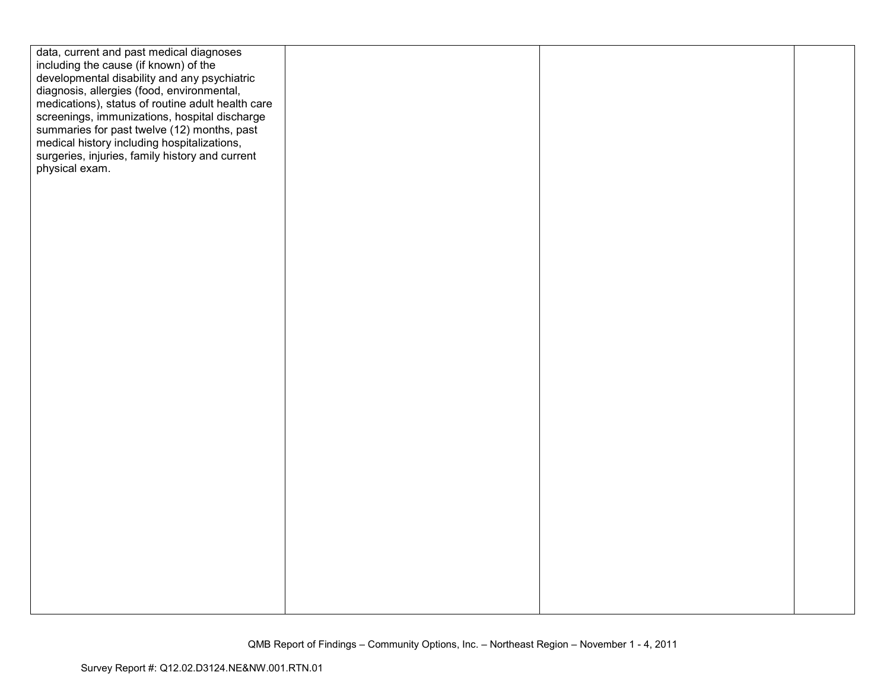| | | | |
|---|---|---|---|
| data, current and past medical diagnoses including the cause (if known) of the developmental disability and any psychiatric diagnosis, allergies (food, environmental, medications), status of routine adult health care screenings, immunizations, hospital discharge summaries for past twelve (12) months, past medical history including hospitalizations, surgeries, injuries, family history and current physical exam. | | | |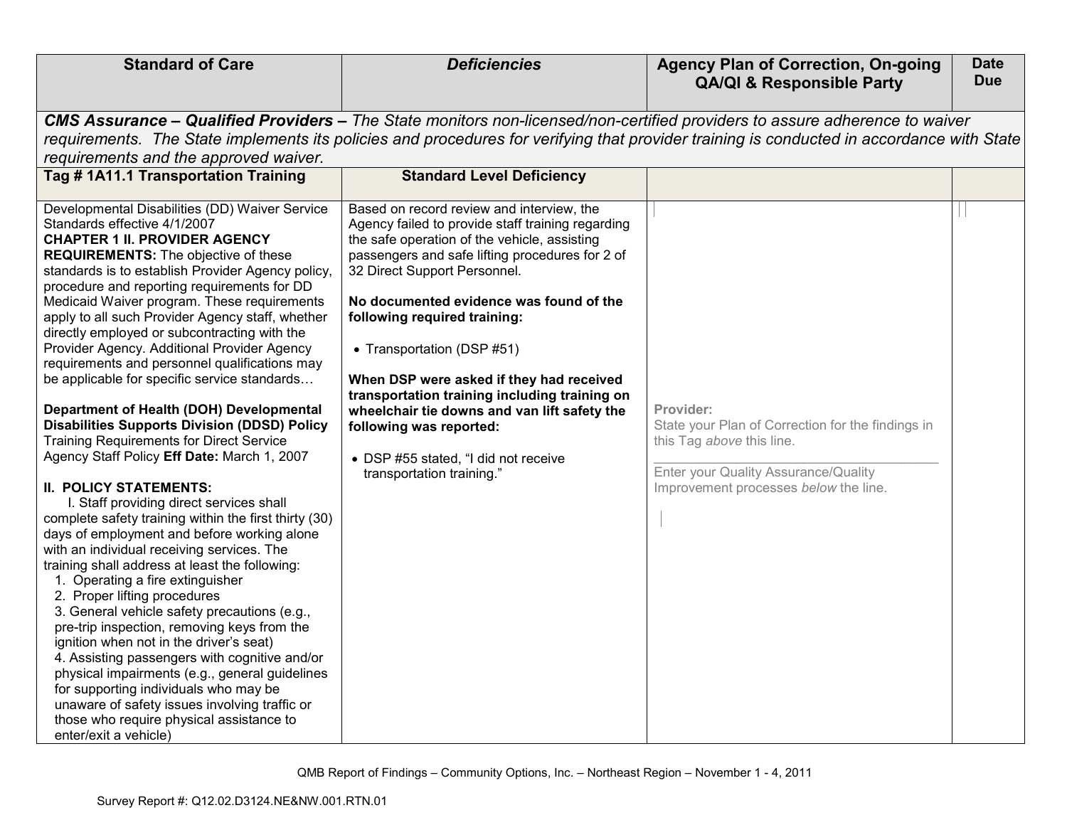| Standard of Care | *Deficiencies* | Agency Plan of Correction, On-going QA/QI & Responsible Party | Date Due |
|---|---|---|---|
| ***CMS Assurance – Qualified Providers –*** *The State monitors non-licensed/non-certified providers to assure adherence to waiver requirements. The State implements its policies and procedures for verifying that provider training is conducted in accordance with State requirements and the approved waiver.* | | | |
| **Tag # 1A11.1 Transportation Training** | **Standard Level Deficiency** | | |
| Developmental Disabilities (DD) Waiver Service Standards effective 4/1/2007<br>**CHAPTER 1 II. PROVIDER AGENCY REQUIREMENTS:** The objective of these standards is to establish Provider Agency policy, procedure and reporting requirements for DD Medicaid Waiver program. These requirements apply to all such Provider Agency staff, whether directly employed or subcontracting with the Provider Agency. Additional Provider Agency requirements and personnel qualifications may be applicable for specific service standards…<br><br>**Department of Health (DOH) Developmental Disabilities Supports Division (DDSD) Policy** Training Requirements for Direct Service Agency Staff Policy **Eff Date:** March 1, 2007<br><br>**II. POLICY STATEMENTS:**<br>I. Staff providing direct services shall complete safety training within the first thirty (30) days of employment and before working alone with an individual receiving services. The training shall address at least the following:<br>1. Operating a fire extinguisher<br>2. Proper lifting procedures<br>3. General vehicle safety precautions (e.g., pre-trip inspection, removing keys from the ignition when not in the driver's seat)<br>4. Assisting passengers with cognitive and/or physical impairments (e.g., general guidelines for supporting individuals who may be unaware of safety issues involving traffic or those who require physical assistance to enter/exit a vehicle) | Based on record review and interview, the Agency failed to provide staff training regarding the safe operation of the vehicle, assisting passengers and safe lifting procedures for 2 of 32 Direct Support Personnel.<br><br>**No documented evidence was found of the following required training:**<br><br>• Transportation (DSP #51)<br><br>**When DSP were asked if they had received transportation training including training on wheelchair tie downs and van lift safety the following was reported:**<br><br>• DSP #55 stated, "I did not receive transportation training." | Provider:<br>State your Plan of Correction for the findings in this Tag *above* this line.<br>\_\_\_\_\_\_\_\_\_\_\_\_\_\_\_\_\_\_\_\_\_\_\_\_\_\_\_\_\_\_\_\_\_\_\_\_<br>Enter your Quality Assurance/Quality Improvement processes *below* the line. | |

QMB Report of Findings – Community Options, Inc. – Northeast Region – November 1 - 4, 2011

Survey Report #: Q12.02.D3124.NE&NW.001.RTN.01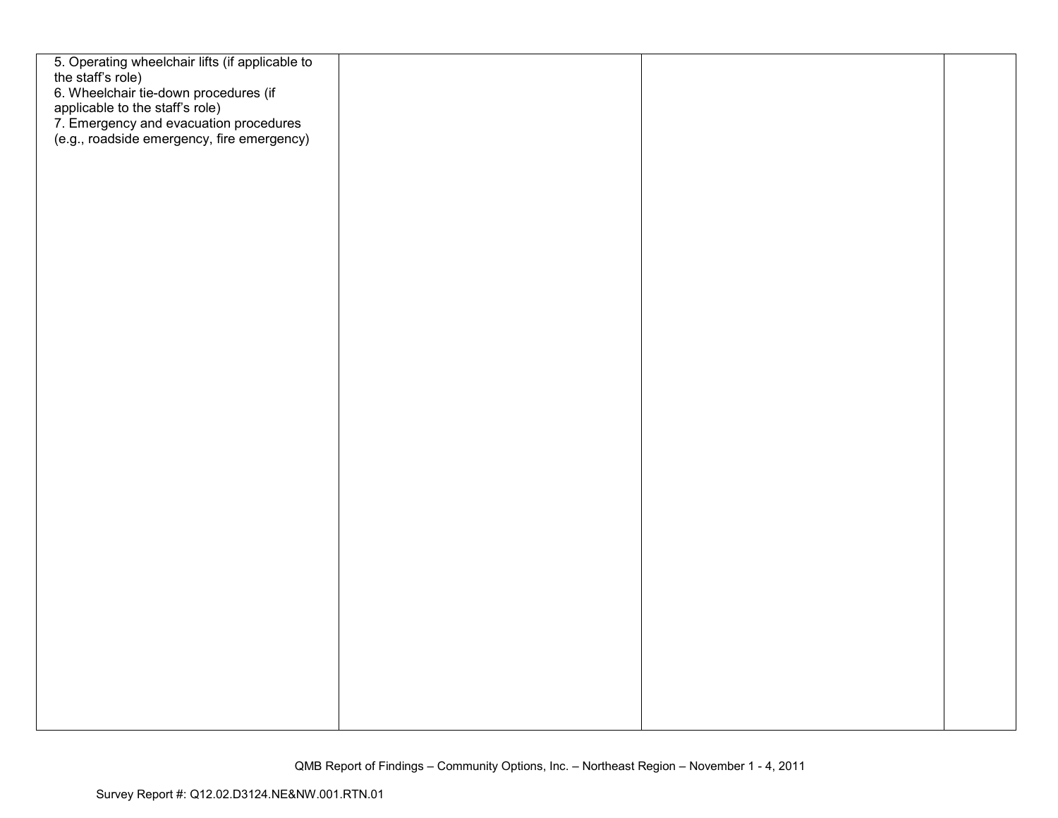| | | | |
|---|---|---|---|
| 5. Operating wheelchair lifts (if applicable to the staff's role)<br>6. Wheelchair tie-down procedures (if applicable to the staff's role)<br>7. Emergency and evacuation procedures (e.g., roadside emergency, fire emergency) | | | |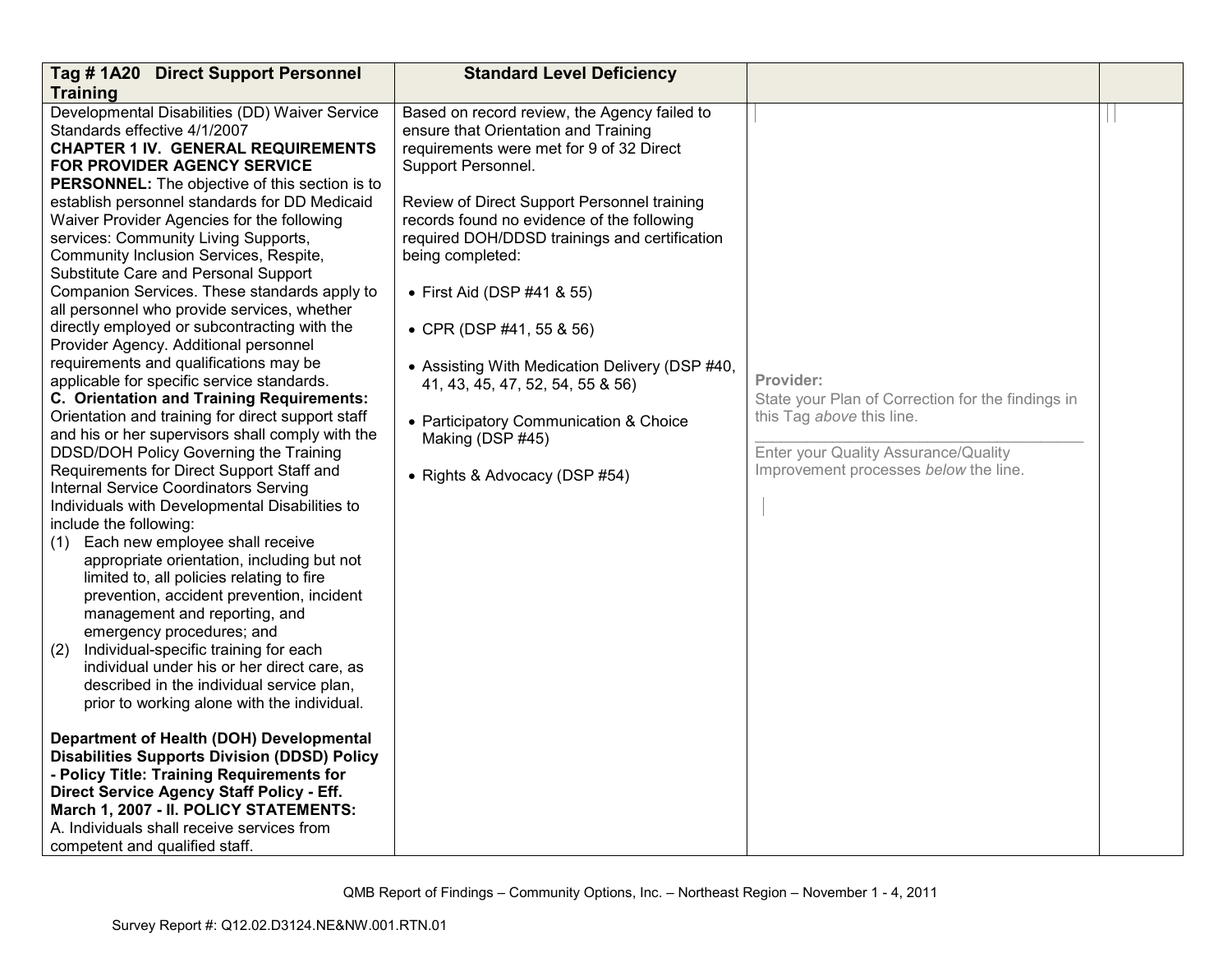| Tag # 1A20 Direct Support Personnel Training | Standard Level Deficiency | | |
|---|---|---|---|
| Developmental Disabilities (DD) Waiver Service Standards effective 4/1/2007<br>**CHAPTER 1 IV. GENERAL REQUIREMENTS FOR PROVIDER AGENCY SERVICE PERSONNEL:** The objective of this section is to establish personnel standards for DD Medicaid Waiver Provider Agencies for the following services: Community Living Supports, Community Inclusion Services, Respite, Substitute Care and Personal Support Companion Services. These standards apply to all personnel who provide services, whether directly employed or subcontracting with the Provider Agency. Additional personnel requirements and qualifications may be applicable for specific service standards.<br>**C. Orientation and Training Requirements:** Orientation and training for direct support staff and his or her supervisors shall comply with the DDSD/DOH Policy Governing the Training Requirements for Direct Support Staff and Internal Service Coordinators Serving Individuals with Developmental Disabilities to include the following:<br>(1) Each new employee shall receive appropriate orientation, including but not limited to, all policies relating to fire prevention, accident prevention, incident management and reporting, and emergency procedures; and<br>(2) Individual-specific training for each individual under his or her direct care, as described in the individual service plan, prior to working alone with the individual.<br><br>**Department of Health (DOH) Developmental Disabilities Supports Division (DDSD) Policy - Policy Title: Training Requirements for Direct Service Agency Staff Policy - Eff. March 1, 2007 - II. POLICY STATEMENTS:**<br>A. Individuals shall receive services from competent and qualified staff. | Based on record review, the Agency failed to ensure that Orientation and Training requirements were met for 9 of 32 Direct Support Personnel.<br><br>Review of Direct Support Personnel training records found no evidence of the following required DOH/DDSD trainings and certification being completed:<br><br>• First Aid (DSP #41 & 55)<br><br>• CPR (DSP #41, 55 & 56)<br><br>• Assisting With Medication Delivery (DSP #40, 41, 43, 45, 47, 52, 54, 55 & 56)<br><br>• Participatory Communication & Choice Making (DSP #45)<br><br>• Rights & Advocacy (DSP #54) | **Provider:**<br>State your Plan of Correction for the findings in this Tag *above* this line.<br>\_\_\_\_\_\_\_\_\_\_\_\_\_\_\_\_\_\_\_\_\_\_\_\_\_\_\_\_\_\_\_\_\_\_<br>Enter your Quality Assurance/Quality Improvement processes *below* the line. | |

QMB Report of Findings – Community Options, Inc. – Northeast Region – November 1 - 4, 2011

Survey Report #: Q12.02.D3124.NE&NW.001.RTN.01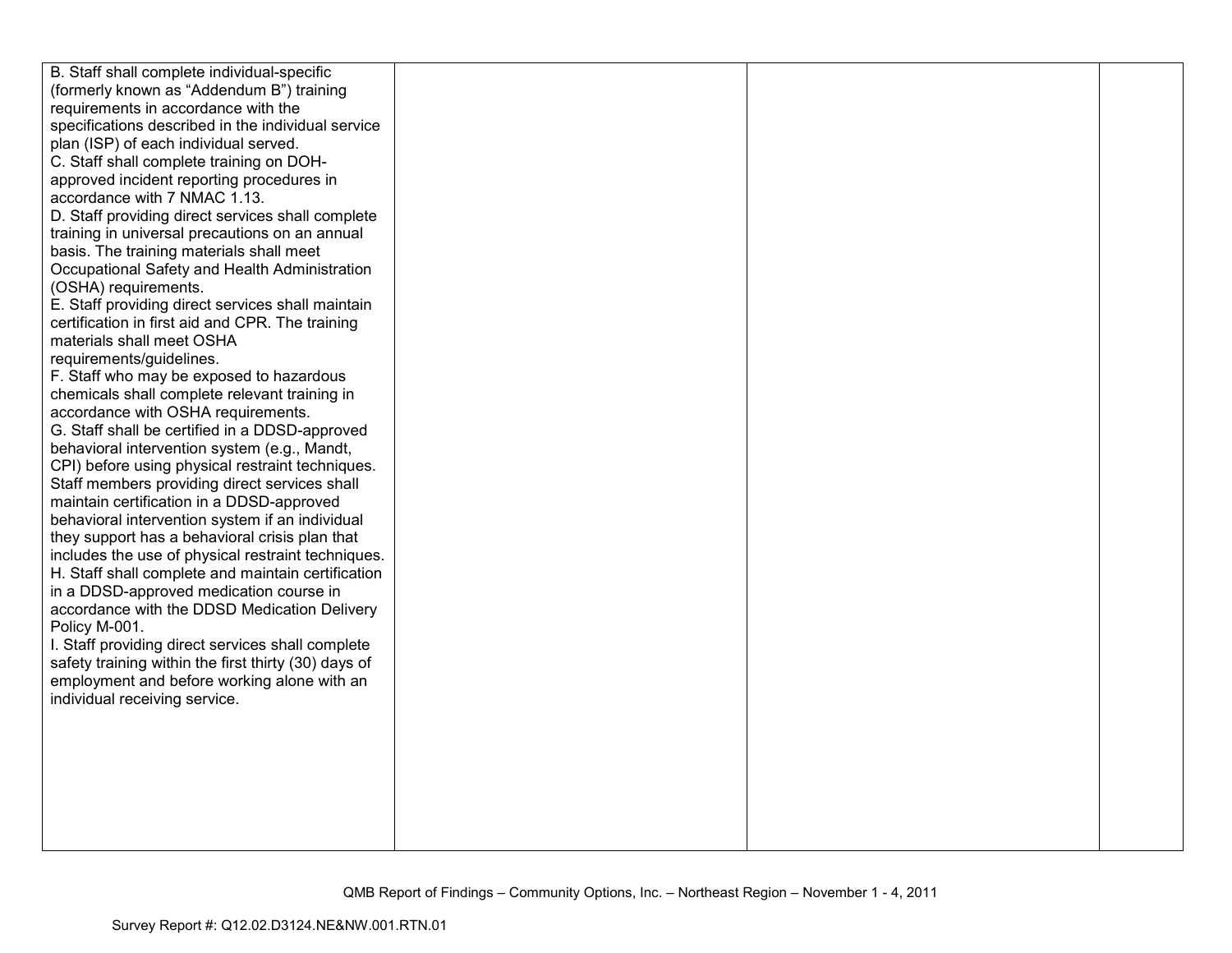| | | | |
|---|---|---|---|
| B. Staff shall complete individual-specific (formerly known as "Addendum B") training requirements in accordance with the specifications described in the individual service plan (ISP) of each individual served.<br>C. Staff shall complete training on DOH-approved incident reporting procedures in accordance with 7 NMAC 1.13.<br>D. Staff providing direct services shall complete training in universal precautions on an annual basis. The training materials shall meet Occupational Safety and Health Administration (OSHA) requirements.<br>E. Staff providing direct services shall maintain certification in first aid and CPR. The training materials shall meet OSHA requirements/guidelines.<br>F. Staff who may be exposed to hazardous chemicals shall complete relevant training in accordance with OSHA requirements.<br>G. Staff shall be certified in a DDSD-approved behavioral intervention system (e.g., Mandt, CPI) before using physical restraint techniques. Staff members providing direct services shall maintain certification in a DDSD-approved behavioral intervention system if an individual they support has a behavioral crisis plan that includes the use of physical restraint techniques.<br>H. Staff shall complete and maintain certification in a DDSD-approved medication course in accordance with the DDSD Medication Delivery Policy M-001.<br>I. Staff providing direct services shall complete safety training within the first thirty (30) days of employment and before working alone with an individual receiving service. | | | |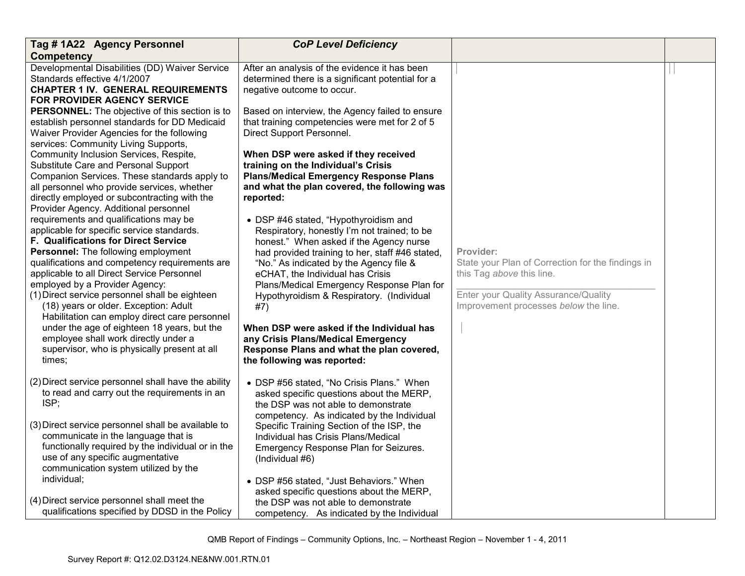| Tag # 1A22 Agency Personnel Competency | *CoP Level Deficiency* | | |
|---|---|---|---|
| Developmental Disabilities (DD) Waiver Service Standards effective 4/1/2007<br>**CHAPTER 1 IV. GENERAL REQUIREMENTS FOR PROVIDER AGENCY SERVICE PERSONNEL:** The objective of this section is to establish personnel standards for DD Medicaid Waiver Provider Agencies for the following services: Community Living Supports, Community Inclusion Services, Respite, Substitute Care and Personal Support Companion Services. These standards apply to all personnel who provide services, whether directly employed or subcontracting with the Provider Agency. Additional personnel requirements and qualifications may be applicable for specific service standards.<br>**F. Qualifications for Direct Service Personnel:** The following employment qualifications and competency requirements are applicable to all Direct Service Personnel employed by a Provider Agency:<br>(1) Direct service personnel shall be eighteen (18) years or older. Exception: Adult Habilitation can employ direct care personnel under the age of eighteen 18 years, but the employee shall work directly under a supervisor, who is physically present at all times;<br><br>(2) Direct service personnel shall have the ability to read and carry out the requirements in an ISP;<br><br>(3) Direct service personnel shall be available to communicate in the language that is functionally required by the individual or in the use of any specific augmentative communication system utilized by the individual;<br><br>(4) Direct service personnel shall meet the qualifications specified by DDSD in the Policy | After an analysis of the evidence it has been determined there is a significant potential for a negative outcome to occur.<br><br>Based on interview, the Agency failed to ensure that training competencies were met for 2 of 5 Direct Support Personnel.<br><br>**When DSP were asked if they received training on the Individual's Crisis Plans/Medical Emergency Response Plans and what the plan covered, the following was reported:**<br><br>• DSP #46 stated, "Hypothyroidism and Respiratory, honestly I'm not trained; to be honest." When asked if the Agency nurse had provided training to her, staff #46 stated, "No." As indicated by the Agency file & eCHAT, the Individual has Crisis Plans/Medical Emergency Response Plan for Hypothyroidism & Respiratory. (Individual #7)<br><br>**When DSP were asked if the Individual has any Crisis Plans/Medical Emergency Response Plans and what the plan covered, the following was reported:**<br><br>• DSP #56 stated, "No Crisis Plans." When asked specific questions about the MERP, the DSP was not able to demonstrate competency. As indicated by the Individual Specific Training Section of the ISP, the Individual has Crisis Plans/Medical Emergency Response Plan for Seizures. (Individual #6)<br><br>• DSP #56 stated, "Just Behaviors." When asked specific questions about the MERP, the DSP was not able to demonstrate competency. As indicated by the Individual | Provider:<br>State your Plan of Correction for the findings in this Tag *above* this line.<br>\_\_\_\_\_\_\_\_\_\_\_\_\_\_\_\_\_\_\_\_\_\_\_\_\_\_\_\_\_\_\_\_\_\_\_\_\_\_\_\_<br>Enter your Quality Assurance/Quality Improvement processes *below* the line. | |

QMB Report of Findings – Community Options, Inc. – Northeast Region – November 1 - 4, 2011

Survey Report #: Q12.02.D3124.NE&NW.001.RTN.01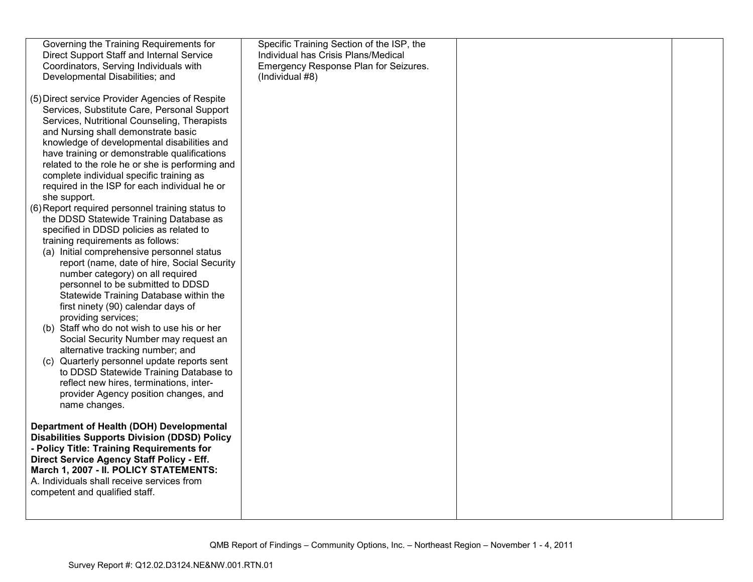| | | | |
|---|---|---|---|
| Governing the Training Requirements for Direct Support Staff and Internal Service Coordinators, Serving Individuals with Developmental Disabilities; and<br><br>(5) Direct service Provider Agencies of Respite Services, Substitute Care, Personal Support Services, Nutritional Counseling, Therapists and Nursing shall demonstrate basic knowledge of developmental disabilities and have training or demonstrable qualifications related to the role he or she is performing and complete individual specific training as required in the ISP for each individual he or she support.<br>(6) Report required personnel training status to the DDSD Statewide Training Database as specified in DDSD policies as related to training requirements as follows:<br>(a) Initial comprehensive personnel status report (name, date of hire, Social Security number category) on all required personnel to be submitted to DDSD Statewide Training Database within the first ninety (90) calendar days of providing services;<br>(b) Staff who do not wish to use his or her Social Security Number may request an alternative tracking number; and<br>(c) Quarterly personnel update reports sent to DDSD Statewide Training Database to reflect new hires, terminations, inter-provider Agency position changes, and name changes.<br><br>**Department of Health (DOH) Developmental Disabilities Supports Division (DDSD) Policy - Policy Title: Training Requirements for Direct Service Agency Staff Policy - Eff. March 1, 2007 - II. POLICY STATEMENTS:**<br>A. Individuals shall receive services from competent and qualified staff. | Specific Training Section of the ISP, the Individual has Crisis Plans/Medical Emergency Response Plan for Seizures. (Individual #8) | | |

QMB Report of Findings – Community Options, Inc. – Northeast Region – November 1 - 4, 2011

Survey Report #: Q12.02.D3124.NE&NW.001.RTN.01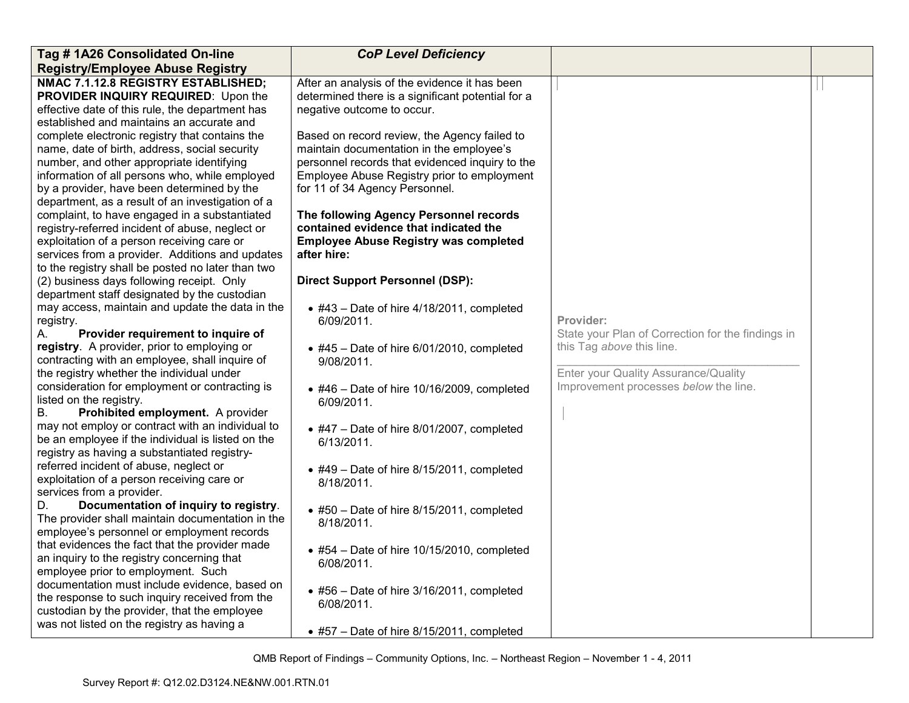| Tag # 1A26 Consolidated On-line Registry/Employee Abuse Registry | *CoP Level Deficiency* | | |
|---|---|---|---|
| **NMAC 7.1.12.8 REGISTRY ESTABLISHED; PROVIDER INQUIRY REQUIRED**: Upon the effective date of this rule, the department has established and maintains an accurate and complete electronic registry that contains the name, date of birth, address, social security number, and other appropriate identifying information of all persons who, while employed by a provider, have been determined by the department, as a result of an investigation of a complaint, to have engaged in a substantiated registry-referred incident of abuse, neglect or exploitation of a person receiving care or services from a provider. Additions and updates to the registry shall be posted no later than two (2) business days following receipt. Only department staff designated by the custodian may access, maintain and update the data in the registry.<br>A. **Provider requirement to inquire of registry**. A provider, prior to employing or contracting with an employee, shall inquire of the registry whether the individual under consideration for employment or contracting is listed on the registry.<br>B. **Prohibited employment.** A provider may not employ or contract with an individual to be an employee if the individual is listed on the registry as having a substantiated registry-referred incident of abuse, neglect or exploitation of a person receiving care or services from a provider.<br>D. **Documentation of inquiry to registry**. The provider shall maintain documentation in the employee's personnel or employment records that evidences the fact that the provider made an inquiry to the registry concerning that employee prior to employment. Such documentation must include evidence, based on the response to such inquiry received from the custodian by the provider, that the employee was not listed on the registry as having a | After an analysis of the evidence it has been determined there is a significant potential for a negative outcome to occur.<br><br>Based on record review, the Agency failed to maintain documentation in the employee's personnel records that evidenced inquiry to the Employee Abuse Registry prior to employment for 11 of 34 Agency Personnel.<br><br>**The following Agency Personnel records contained evidence that indicated the Employee Abuse Registry was completed after hire:**<br><br>**Direct Support Personnel (DSP):**<br><br>• #43 – Date of hire 4/18/2011, completed 6/09/2011.<br><br>• #45 – Date of hire 6/01/2010, completed 9/08/2011.<br><br>• #46 – Date of hire 10/16/2009, completed 6/09/2011.<br><br>• #47 – Date of hire 8/01/2007, completed 6/13/2011.<br><br>• #49 – Date of hire 8/15/2011, completed 8/18/2011.<br><br>• #50 – Date of hire 8/15/2011, completed 8/18/2011.<br><br>• #54 – Date of hire 10/15/2010, completed 6/08/2011.<br><br>• #56 – Date of hire 3/16/2011, completed 6/08/2011.<br><br>• #57 – Date of hire 8/15/2011, completed | **Provider:**<br>State your Plan of Correction for the findings in this Tag *above* this line.<br>\_\_\_\_\_\_\_\_\_\_\_\_\_\_\_\_\_\_\_\_\_\_\_\_\_\_\_\_\_\_\_\_\_\_\_\_<br>Enter your Quality Assurance/Quality Improvement processes *below* the line. | |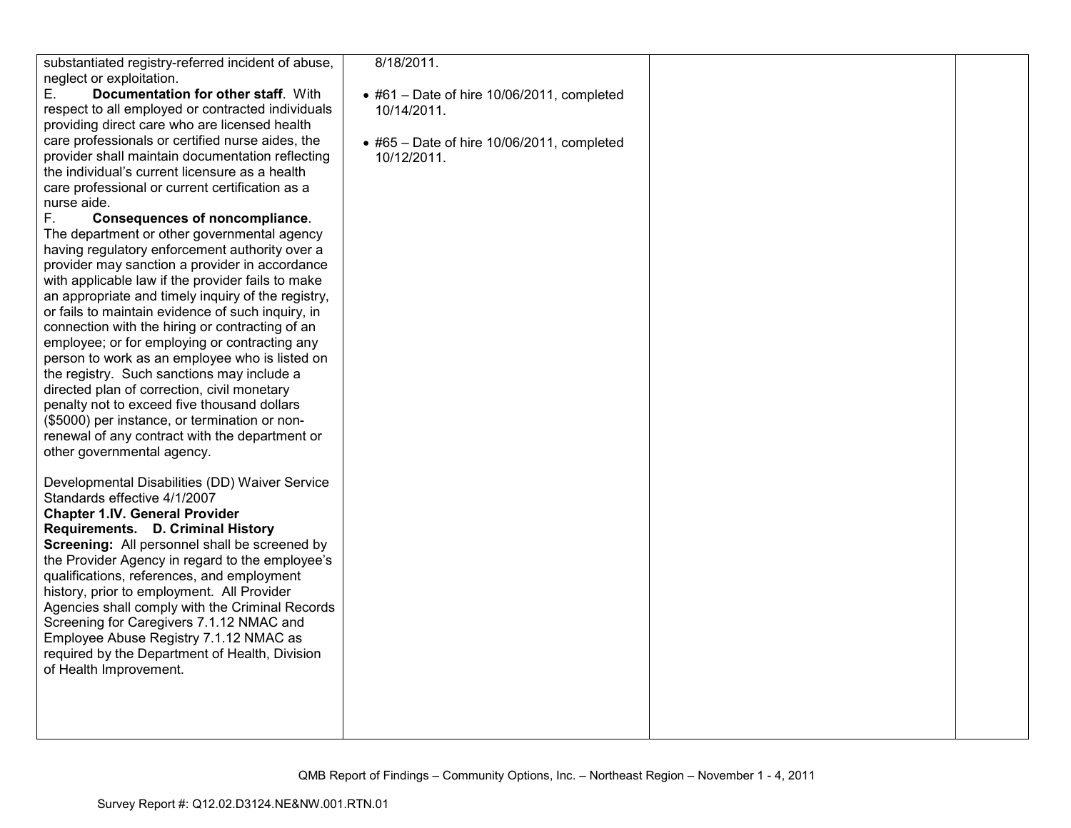| | | | |
|---|---|---|---|
| substantiated registry-referred incident of abuse, neglect or exploitation.<br>E. **Documentation for other staff**. With respect to all employed or contracted individuals providing direct care who are licensed health care professionals or certified nurse aides, the provider shall maintain documentation reflecting the individual's current licensure as a health care professional or current certification as a nurse aide.<br>F. **Consequences of noncompliance**. The department or other governmental agency having regulatory enforcement authority over a provider may sanction a provider in accordance with applicable law if the provider fails to make an appropriate and timely inquiry of the registry, or fails to maintain evidence of such inquiry, in connection with the hiring or contracting of an employee; or for employing or contracting any person to work as an employee who is listed on the registry. Such sanctions may include a directed plan of correction, civil monetary penalty not to exceed five thousand dollars ($5000) per instance, or termination or non-renewal of any contract with the department or other governmental agency.<br><br>Developmental Disabilities (DD) Waiver Service Standards effective 4/1/2007<br>**Chapter 1.IV. General Provider Requirements. D. Criminal History Screening:** All personnel shall be screened by the Provider Agency in regard to the employee's qualifications, references, and employment history, prior to employment. All Provider Agencies shall comply with the Criminal Records Screening for Caregivers 7.1.12 NMAC and Employee Abuse Registry 7.1.12 NMAC as required by the Department of Health, Division of Health Improvement. | 8/18/2011.<br><br>• #61 – Date of hire 10/06/2011, completed 10/14/2011.<br><br>• #65 – Date of hire 10/06/2011, completed 10/12/2011. | | |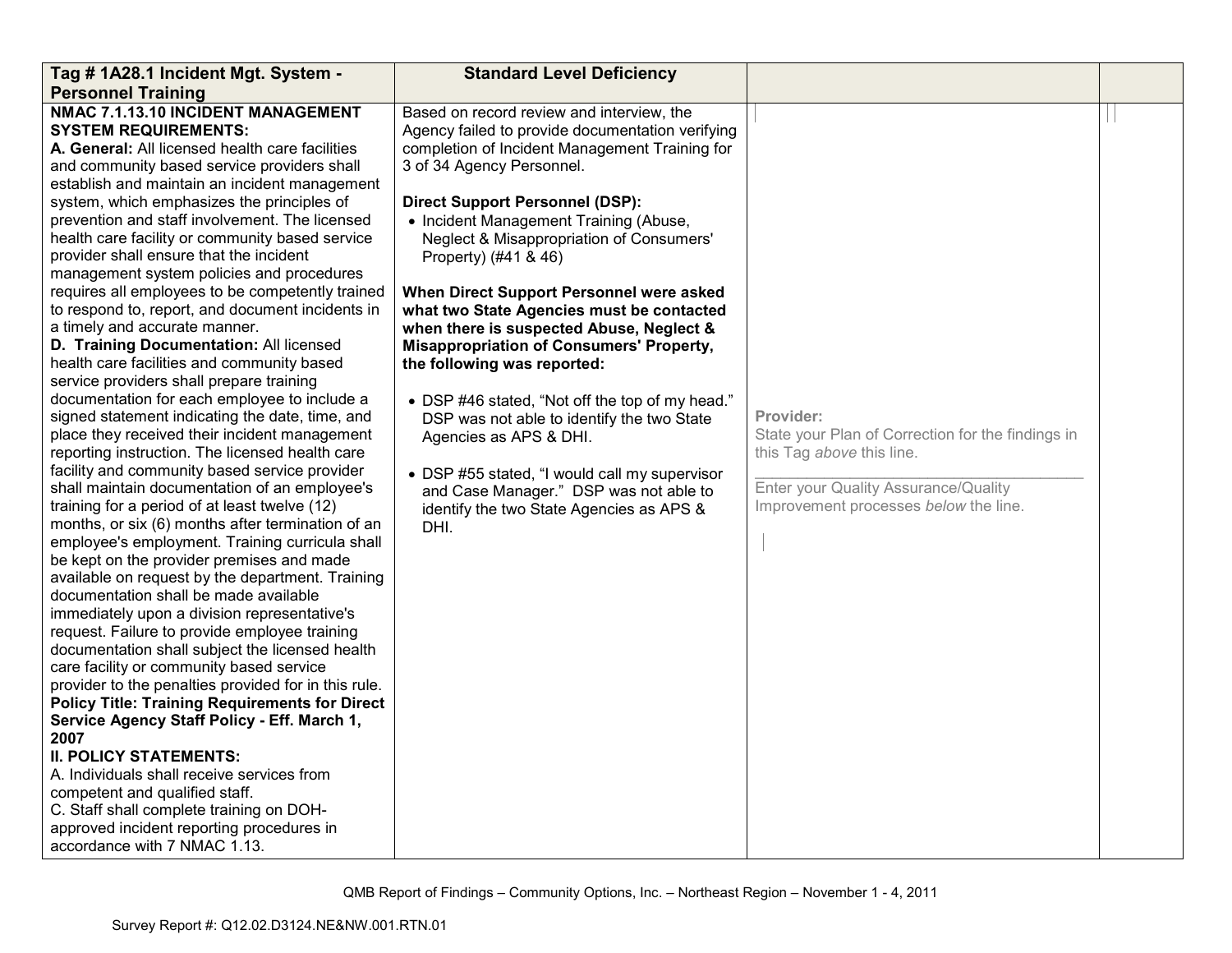| Tag # 1A28.1 Incident Mgt. System - Personnel Training | Standard Level Deficiency | | |
|---|---|---|---|
| **NMAC 7.1.13.10 INCIDENT MANAGEMENT SYSTEM REQUIREMENTS:**<br>**A. General:** All licensed health care facilities and community based service providers shall establish and maintain an incident management system, which emphasizes the principles of prevention and staff involvement. The licensed health care facility or community based service provider shall ensure that the incident management system policies and procedures requires all employees to be competently trained to respond to, report, and document incidents in a timely and accurate manner.<br>**D. Training Documentation:** All licensed health care facilities and community based service providers shall prepare training documentation for each employee to include a signed statement indicating the date, time, and place they received their incident management reporting instruction. The licensed health care facility and community based service provider shall maintain documentation of an employee's training for a period of at least twelve (12) months, or six (6) months after termination of an employee's employment. Training curricula shall be kept on the provider premises and made available on request by the department. Training documentation shall be made available immediately upon a division representative's request. Failure to provide employee training documentation shall subject the licensed health care facility or community based service provider to the penalties provided for in this rule.<br>**Policy Title: Training Requirements for Direct Service Agency Staff Policy - Eff. March 1, 2007**<br>**II. POLICY STATEMENTS:**<br>A. Individuals shall receive services from competent and qualified staff.<br>C. Staff shall complete training on DOH-approved incident reporting procedures in accordance with 7 NMAC 1.13. | Based on record review and interview, the Agency failed to provide documentation verifying completion of Incident Management Training for 3 of 34 Agency Personnel.<br><br>**Direct Support Personnel (DSP):**<br>• Incident Management Training (Abuse, Neglect & Misappropriation of Consumers' Property) (#41 & 46)<br><br>**When Direct Support Personnel were asked what two State Agencies must be contacted when there is suspected Abuse, Neglect & Misappropriation of Consumers' Property, the following was reported:**<br><br>• DSP #46 stated, "Not off the top of my head." DSP was not able to identify the two State Agencies as APS & DHI.<br><br>• DSP #55 stated, "I would call my supervisor and Case Manager." DSP was not able to identify the two State Agencies as APS & DHI. | **Provider:**<br>State your Plan of Correction for the findings in this Tag *above* this line.<br>\_\_\_\_\_\_\_\_\_\_\_\_\_\_\_\_\_\_\_\_\_\_\_\_\_\_\_\_\_\_\_\_\_\_\_\_\_\_\_\_<br>Enter your Quality Assurance/Quality Improvement processes *below* the line. | |

QMB Report of Findings – Community Options, Inc. – Northeast Region – November 1 - 4, 2011

Survey Report #: Q12.02.D3124.NE&NW.001.RTN.01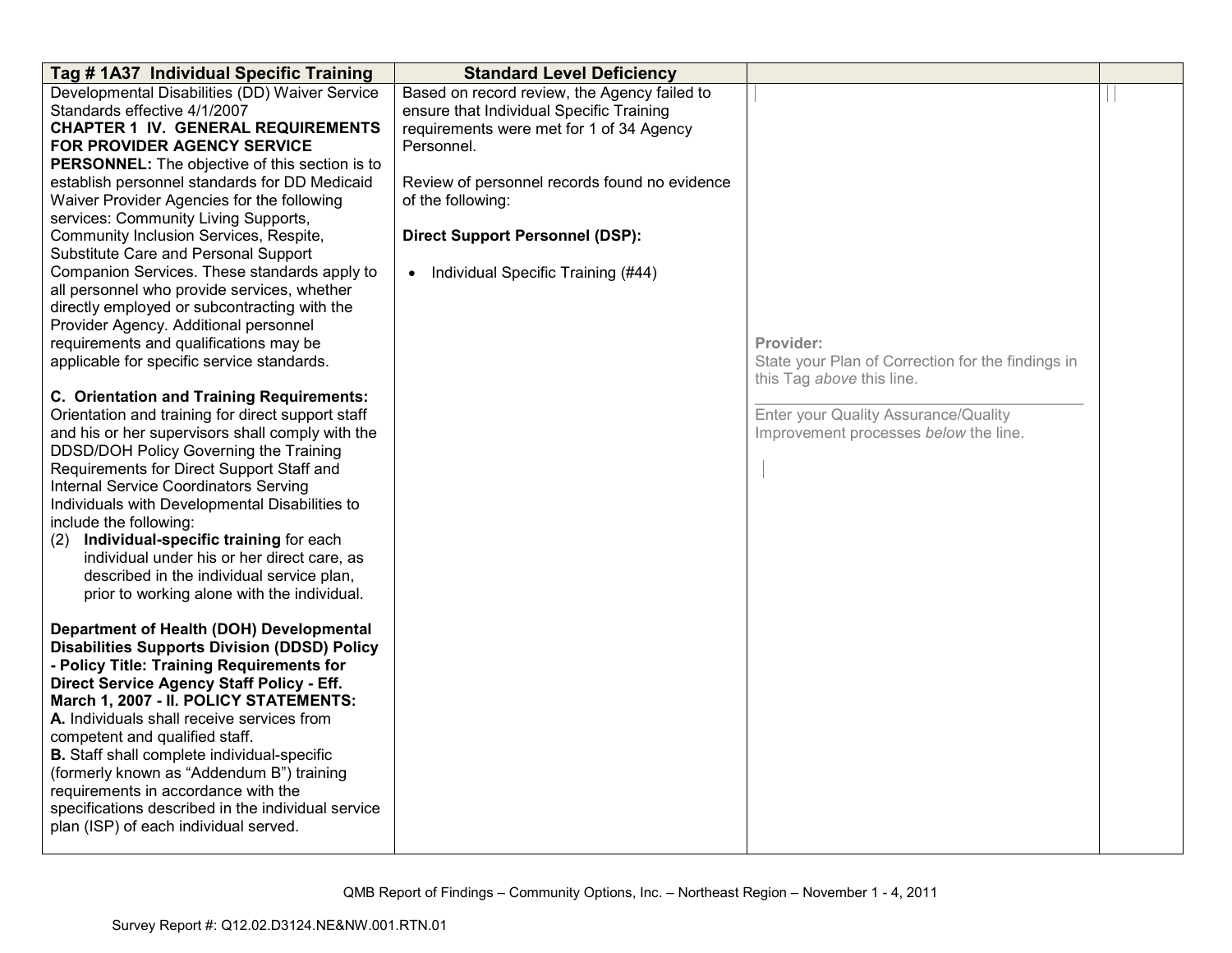| Tag # 1A37 Individual Specific Training | Standard Level Deficiency | | |
|---|---|---|---|
| Developmental Disabilities (DD) Waiver Service Standards effective 4/1/2007<br>**CHAPTER 1 IV. GENERAL REQUIREMENTS FOR PROVIDER AGENCY SERVICE PERSONNEL:** The objective of this section is to establish personnel standards for DD Medicaid Waiver Provider Agencies for the following services: Community Living Supports, Community Inclusion Services, Respite, Substitute Care and Personal Support Companion Services. These standards apply to all personnel who provide services, whether directly employed or subcontracting with the Provider Agency. Additional personnel requirements and qualifications may be applicable for specific service standards.<br><br>**C. Orientation and Training Requirements:** Orientation and training for direct support staff and his or her supervisors shall comply with the DDSD/DOH Policy Governing the Training Requirements for Direct Support Staff and Internal Service Coordinators Serving Individuals with Developmental Disabilities to include the following:<br>(2) **Individual-specific training** for each individual under his or her direct care, as described in the individual service plan, prior to working alone with the individual.<br><br>**Department of Health (DOH) Developmental Disabilities Supports Division (DDSD) Policy - Policy Title: Training Requirements for Direct Service Agency Staff Policy - Eff. March 1, 2007 - II. POLICY STATEMENTS:**<br>**A.** Individuals shall receive services from competent and qualified staff.<br>**B.** Staff shall complete individual-specific (formerly known as "Addendum B") training requirements in accordance with the specifications described in the individual service plan (ISP) of each individual served. | Based on record review, the Agency failed to ensure that Individual Specific Training requirements were met for 1 of 34 Agency Personnel.<br><br>Review of personnel records found no evidence of the following:<br><br>**Direct Support Personnel (DSP):**<br><br>• Individual Specific Training (#44) | **Provider:**<br>State your Plan of Correction for the findings in this Tag *above* this line.<br>\_\_\_\_\_\_\_\_\_\_\_\_\_\_\_\_\_\_\_\_\_\_\_\_\_\_\_\_\_\_\_\_<br>Enter your Quality Assurance/Quality Improvement processes *below* the line. | |

QMB Report of Findings – Community Options, Inc. – Northeast Region – November 1 - 4, 2011

Survey Report #: Q12.02.D3124.NE&NW.001.RTN.01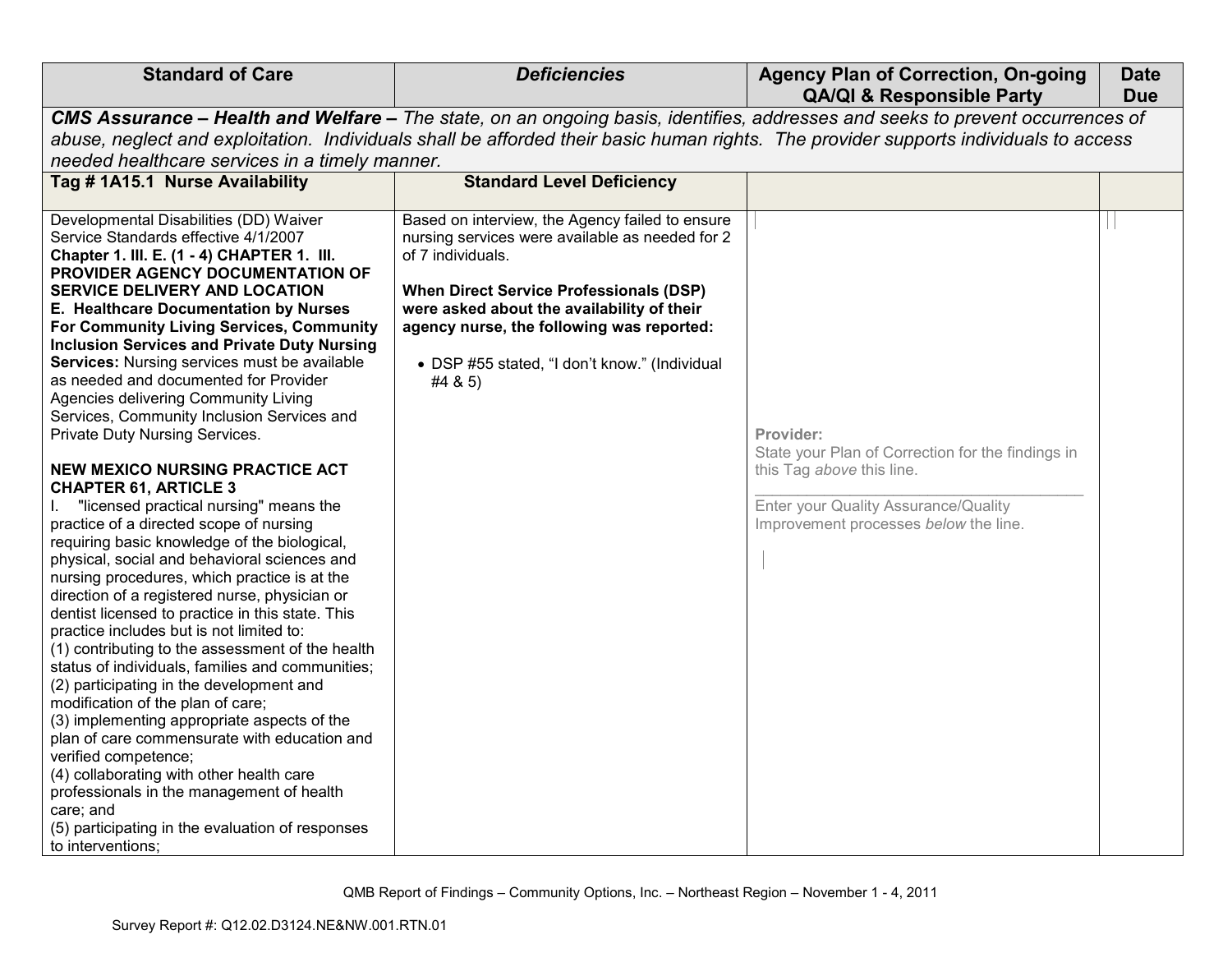| Standard of Care | *Deficiencies* | Agency Plan of Correction, On-going QA/QI & Responsible Party | Date Due |
|---|---|---|---|
| ***CMS Assurance – Health and Welfare –*** *The state, on an ongoing basis, identifies, addresses and seeks to prevent occurrences of abuse, neglect and exploitation. Individuals shall be afforded their basic human rights. The provider supports individuals to access needed healthcare services in a timely manner.* | | | |
| **Tag # 1A15.1 Nurse Availability** | **Standard Level Deficiency** | | |
| Developmental Disabilities (DD) Waiver Service Standards effective 4/1/2007<br>**Chapter 1. III. E. (1 - 4) CHAPTER 1. III. PROVIDER AGENCY DOCUMENTATION OF SERVICE DELIVERY AND LOCATION**<br>**E. Healthcare Documentation by Nurses For Community Living Services, Community Inclusion Services and Private Duty Nursing Services:** Nursing services must be available as needed and documented for Provider Agencies delivering Community Living Services, Community Inclusion Services and Private Duty Nursing Services.<br><br>**NEW MEXICO NURSING PRACTICE ACT CHAPTER 61, ARTICLE 3**<br>I. "licensed practical nursing" means the practice of a directed scope of nursing requiring basic knowledge of the biological, physical, social and behavioral sciences and nursing procedures, which practice is at the direction of a registered nurse, physician or dentist licensed to practice in this state. This practice includes but is not limited to:<br>(1) contributing to the assessment of the health status of individuals, families and communities;<br>(2) participating in the development and modification of the plan of care;<br>(3) implementing appropriate aspects of the plan of care commensurate with education and verified competence;<br>(4) collaborating with other health care professionals in the management of health care; and<br>(5) participating in the evaluation of responses to interventions; | Based on interview, the Agency failed to ensure nursing services were available as needed for 2 of 7 individuals.<br><br>**When Direct Service Professionals (DSP) were asked about the availability of their agency nurse, the following was reported:**<br><br>• DSP #55 stated, "I don't know." (Individual #4 & 5) | **Provider:**<br>State your Plan of Correction for the findings in this Tag *above* this line.<br>\_\_\_\_\_\_\_\_\_\_\_\_\_\_\_\_\_\_\_\_\_\_\_\_\_\_\_\_\_\_<br>Enter your Quality Assurance/Quality Improvement processes *below* the line. | |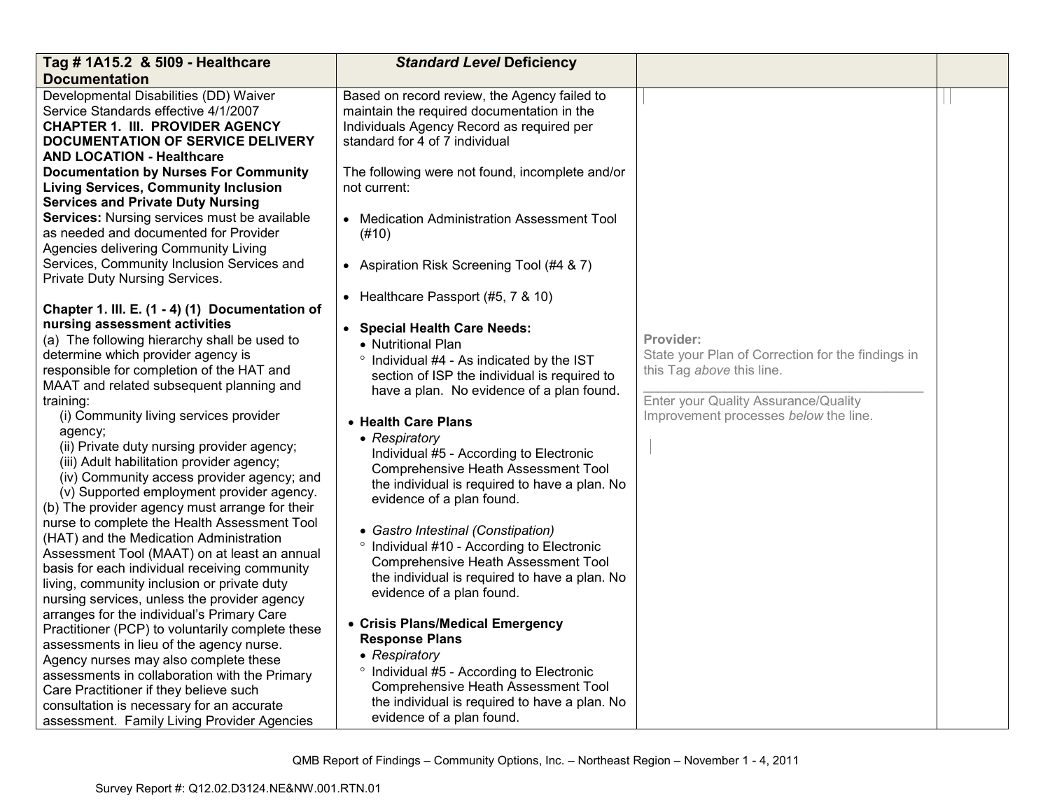| Tag # 1A15.2 & 5I09 - Healthcare Documentation | *Standard Level* Deficiency | | |
|---|---|---|---|
| Developmental Disabilities (DD) Waiver Service Standards effective 4/1/2007<br>**CHAPTER 1. III. PROVIDER AGENCY DOCUMENTATION OF SERVICE DELIVERY AND LOCATION - Healthcare Documentation by Nurses For Community Living Services, Community Inclusion Services and Private Duty Nursing Services:** Nursing services must be available as needed and documented for Provider Agencies delivering Community Living Services, Community Inclusion Services and Private Duty Nursing Services.<br><br>**Chapter 1. III. E. (1 - 4) (1) Documentation of nursing assessment activities**<br>(a) The following hierarchy shall be used to determine which provider agency is responsible for completion of the HAT and MAAT and related subsequent planning and training:<br>(i) Community living services provider agency;<br>(ii) Private duty nursing provider agency;<br>(iii) Adult habilitation provider agency;<br>(iv) Community access provider agency; and<br>(v) Supported employment provider agency.<br>(b) The provider agency must arrange for their nurse to complete the Health Assessment Tool (HAT) and the Medication Administration Assessment Tool (MAAT) on at least an annual basis for each individual receiving community living, community inclusion or private duty nursing services, unless the provider agency arranges for the individual's Primary Care Practitioner (PCP) to voluntarily complete these assessments in lieu of the agency nurse. Agency nurses may also complete these assessments in collaboration with the Primary Care Practitioner if they believe such consultation is necessary for an accurate assessment. Family Living Provider Agencies | Based on record review, the Agency failed to maintain the required documentation in the Individuals Agency Record as required per standard for 4 of 7 individual<br><br>The following were not found, incomplete and/or not current:<br><br>• Medication Administration Assessment Tool (#10)<br><br>• Aspiration Risk Screening Tool (#4 & 7)<br><br>• Healthcare Passport (#5, 7 & 10)<br><br>• **Special Health Care Needs:**<br>• Nutritional Plan<br>° Individual #4 - As indicated by the IST section of ISP the individual is required to have a plan. No evidence of a plan found.<br><br>• **Health Care Plans**<br>• *Respiratory*<br>Individual #5 - According to Electronic Comprehensive Heath Assessment Tool the individual is required to have a plan. No evidence of a plan found.<br><br>• *Gastro Intestinal (Constipation)*<br>° Individual #10 - According to Electronic Comprehensive Heath Assessment Tool the individual is required to have a plan. No evidence of a plan found.<br><br>• **Crisis Plans/Medical Emergency Response Plans**<br>• *Respiratory*<br>° Individual #5 - According to Electronic Comprehensive Heath Assessment Tool the individual is required to have a plan. No evidence of a plan found. | **Provider:**<br>State your Plan of Correction for the findings in this Tag *above* this line.<br>\_\_\_\_\_\_\_\_\_\_\_\_\_\_\_\_\_\_\_\_\_\_\_\_\_\_\_\_\_\_\_\_\_\_\_\_<br>Enter your Quality Assurance/Quality Improvement processes *below* the line. | |

QMB Report of Findings – Community Options, Inc. – Northeast Region – November 1 - 4, 2011

Survey Report #: Q12.02.D3124.NE&NW.001.RTN.01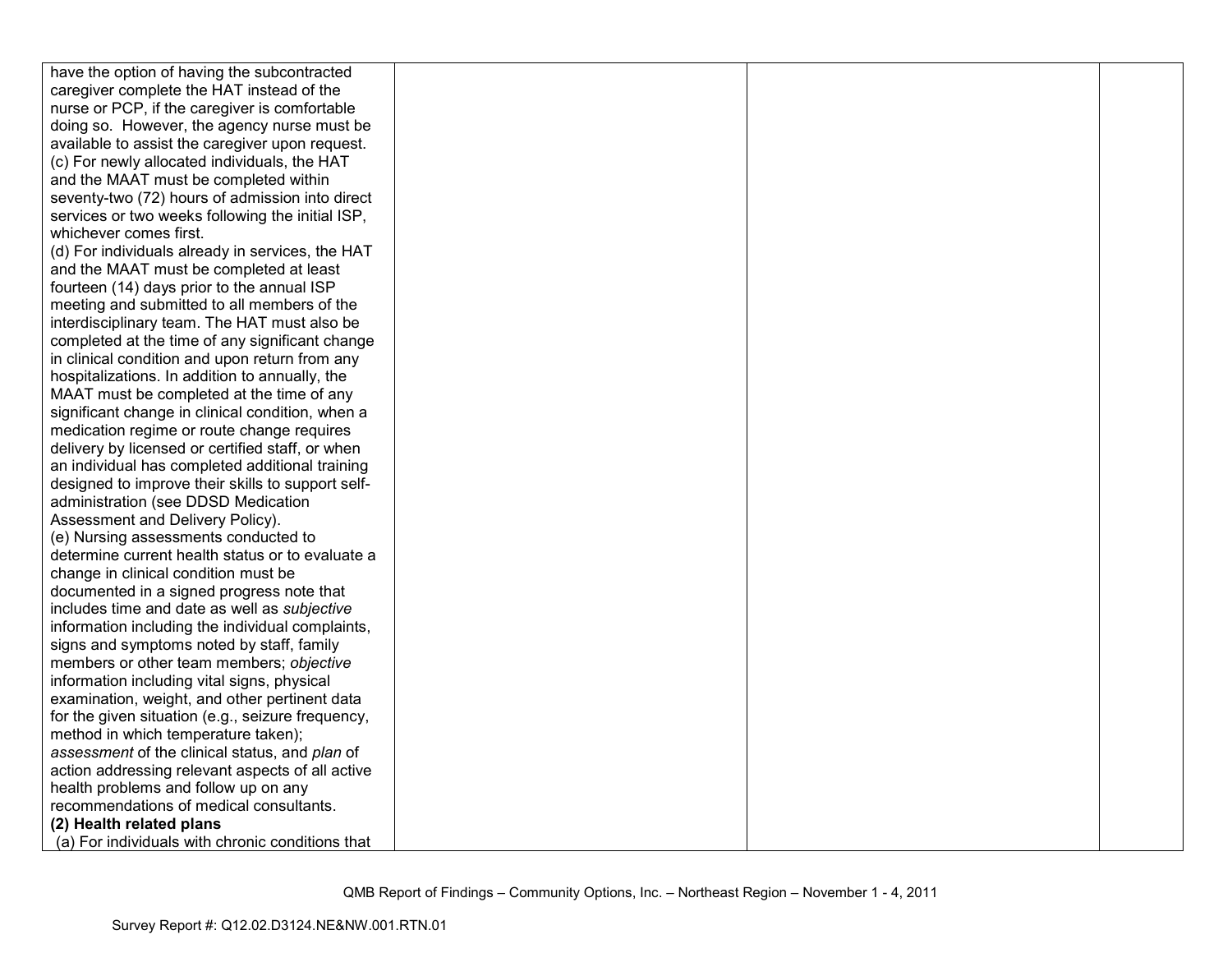| | | | |
|---|---|---|---|
| have the option of having the subcontracted caregiver complete the HAT instead of the nurse or PCP, if the caregiver is comfortable doing so. However, the agency nurse must be available to assist the caregiver upon request.<br>(c) For newly allocated individuals, the HAT and the MAAT must be completed within seventy-two (72) hours of admission into direct services or two weeks following the initial ISP, whichever comes first.<br>(d) For individuals already in services, the HAT and the MAAT must be completed at least fourteen (14) days prior to the annual ISP meeting and submitted to all members of the interdisciplinary team. The HAT must also be completed at the time of any significant change in clinical condition and upon return from any hospitalizations. In addition to annually, the MAAT must be completed at the time of any significant change in clinical condition, when a medication regime or route change requires delivery by licensed or certified staff, or when an individual has completed additional training designed to improve their skills to support self-administration (see DDSD Medication Assessment and Delivery Policy).<br>(e) Nursing assessments conducted to determine current health status or to evaluate a change in clinical condition must be documented in a signed progress note that includes time and date as well as *subjective* information including the individual complaints, signs and symptoms noted by staff, family members or other team members; *objective* information including vital signs, physical examination, weight, and other pertinent data for the given situation (e.g., seizure frequency, method in which temperature taken); *assessment* of the clinical status, and *plan* of action addressing relevant aspects of all active health problems and follow up on any recommendations of medical consultants.<br>**(2) Health related plans**<br>(a) For individuals with chronic conditions that | | | |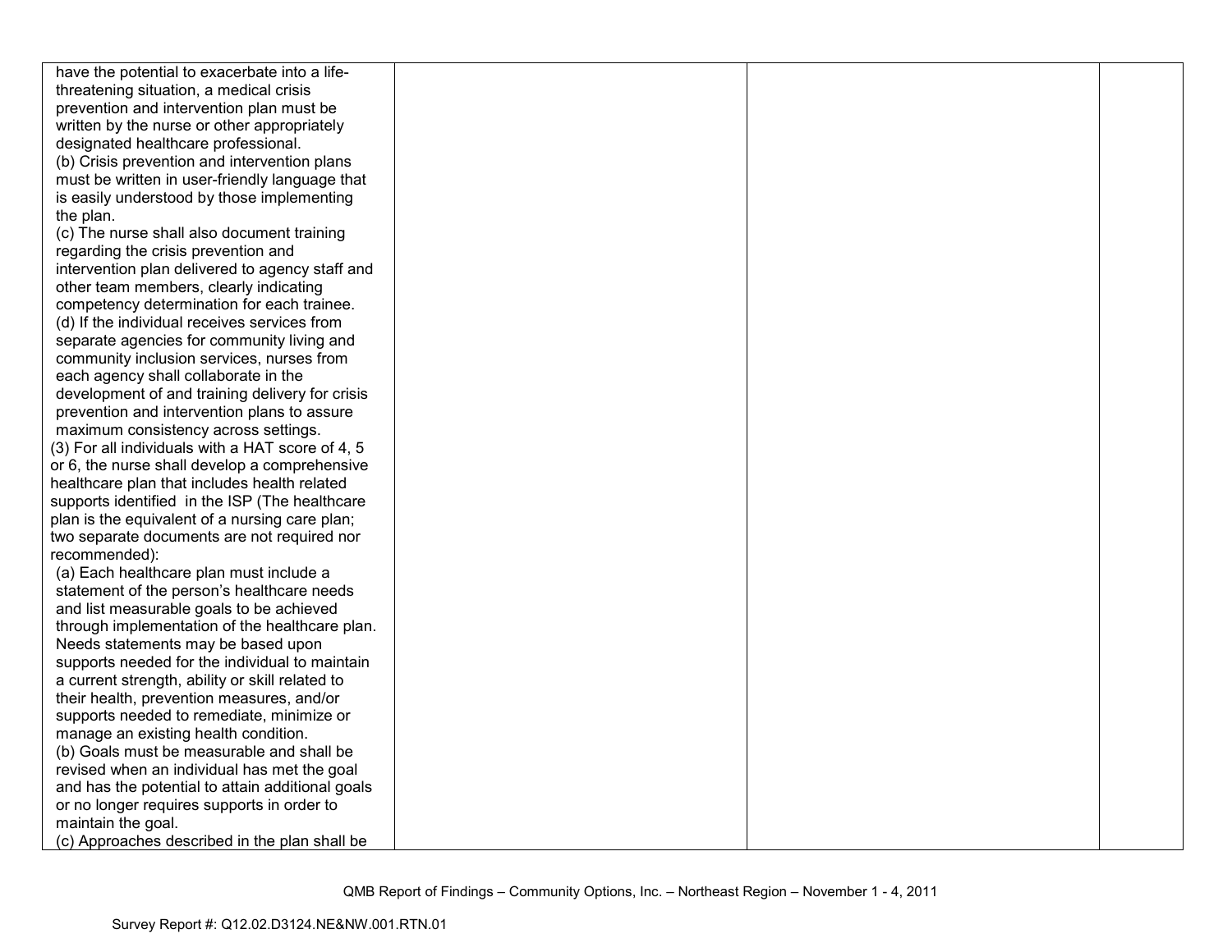| | | | |
|---|---|---|---|
| have the potential to exacerbate into a life-threatening situation, a medical crisis prevention and intervention plan must be written by the nurse or other appropriately designated healthcare professional.<br>(b) Crisis prevention and intervention plans must be written in user-friendly language that is easily understood by those implementing the plan.<br>(c) The nurse shall also document training regarding the crisis prevention and intervention plan delivered to agency staff and other team members, clearly indicating competency determination for each trainee.<br>(d) If the individual receives services from separate agencies for community living and community inclusion services, nurses from each agency shall collaborate in the development of and training delivery for crisis prevention and intervention plans to assure maximum consistency across settings.<br>(3) For all individuals with a HAT score of 4, 5 or 6, the nurse shall develop a comprehensive healthcare plan that includes health related supports identified in the ISP (The healthcare plan is the equivalent of a nursing care plan; two separate documents are not required nor recommended):<br>(a) Each healthcare plan must include a statement of the person's healthcare needs and list measurable goals to be achieved through implementation of the healthcare plan. Needs statements may be based upon supports needed for the individual to maintain a current strength, ability or skill related to their health, prevention measures, and/or supports needed to remediate, minimize or manage an existing health condition.<br>(b) Goals must be measurable and shall be revised when an individual has met the goal and has the potential to attain additional goals or no longer requires supports in order to maintain the goal.<br>(c) Approaches described in the plan shall be | | | |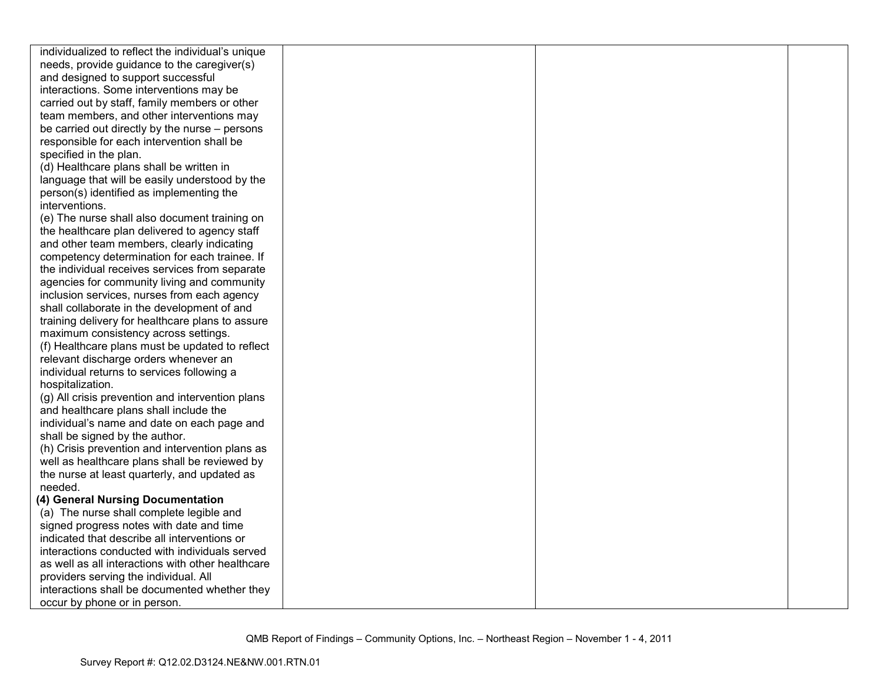| | | | |
|---|---|---|---|
| individualized to reflect the individual's unique needs, provide guidance to the caregiver(s) and designed to support successful interactions. Some interventions may be carried out by staff, family members or other team members, and other interventions may be carried out directly by the nurse – persons responsible for each intervention shall be specified in the plan.<br>(d) Healthcare plans shall be written in language that will be easily understood by the person(s) identified as implementing the interventions.<br>(e) The nurse shall also document training on the healthcare plan delivered to agency staff and other team members, clearly indicating competency determination for each trainee. If the individual receives services from separate agencies for community living and community inclusion services, nurses from each agency shall collaborate in the development of and training delivery for healthcare plans to assure maximum consistency across settings.<br>(f) Healthcare plans must be updated to reflect relevant discharge orders whenever an individual returns to services following a hospitalization.<br>(g) All crisis prevention and intervention plans and healthcare plans shall include the individual's name and date on each page and shall be signed by the author.<br>(h) Crisis prevention and intervention plans as well as healthcare plans shall be reviewed by the nurse at least quarterly, and updated as needed.<br>**(4) General Nursing Documentation**<br>(a) The nurse shall complete legible and signed progress notes with date and time indicated that describe all interventions or interactions conducted with individuals served as well as all interactions with other healthcare providers serving the individual. All interactions shall be documented whether they occur by phone or in person. | | | |

QMB Report of Findings – Community Options, Inc. – Northeast Region – November 1 - 4, 2011

Survey Report #: Q12.02.D3124.NE&NW.001.RTN.01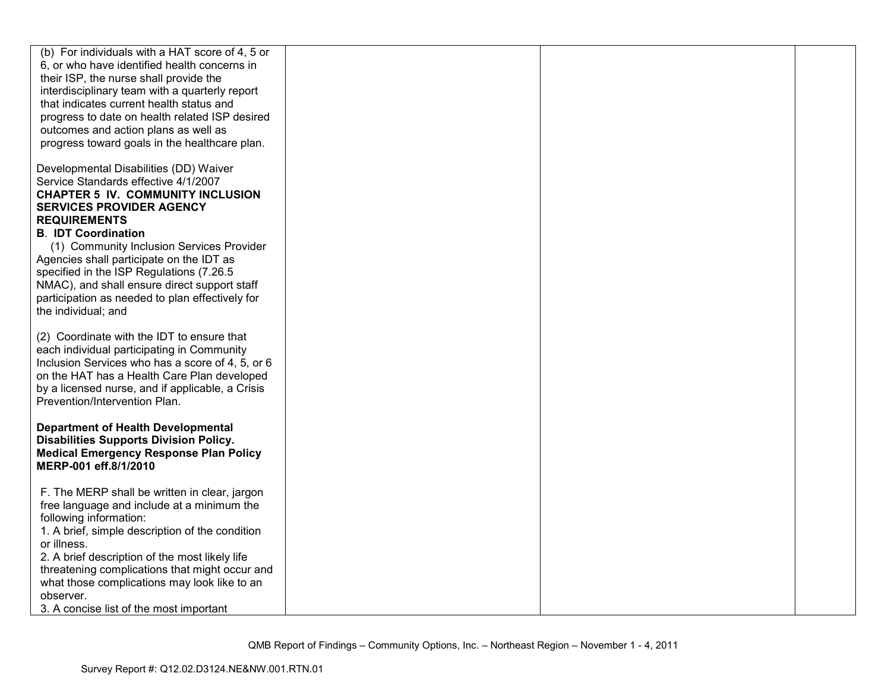| | | | |
|---|---|---|---|
| (b) For individuals with a HAT score of 4, 5 or 6, or who have identified health concerns in their ISP, the nurse shall provide the interdisciplinary team with a quarterly report that indicates current health status and progress to date on health related ISP desired outcomes and action plans as well as progress toward goals in the healthcare plan.<br><br>Developmental Disabilities (DD) Waiver Service Standards effective 4/1/2007<br>**CHAPTER 5 IV. COMMUNITY INCLUSION SERVICES PROVIDER AGENCY REQUIREMENTS**<br>**B. IDT Coordination**<br>(1) Community Inclusion Services Provider Agencies shall participate on the IDT as specified in the ISP Regulations (7.26.5 NMAC), and shall ensure direct support staff participation as needed to plan effectively for the individual; and<br><br>(2) Coordinate with the IDT to ensure that each individual participating in Community Inclusion Services who has a score of 4, 5, or 6 on the HAT has a Health Care Plan developed by a licensed nurse, and if applicable, a Crisis Prevention/Intervention Plan.<br><br>**Department of Health Developmental Disabilities Supports Division Policy. Medical Emergency Response Plan Policy MERP-001 eff.8/1/2010**<br><br>F. The MERP shall be written in clear, jargon free language and include at a minimum the following information:<br>1. A brief, simple description of the condition or illness.<br>2. A brief description of the most likely life threatening complications that might occur and what those complications may look like to an observer.<br>3. A concise list of the most important | | | |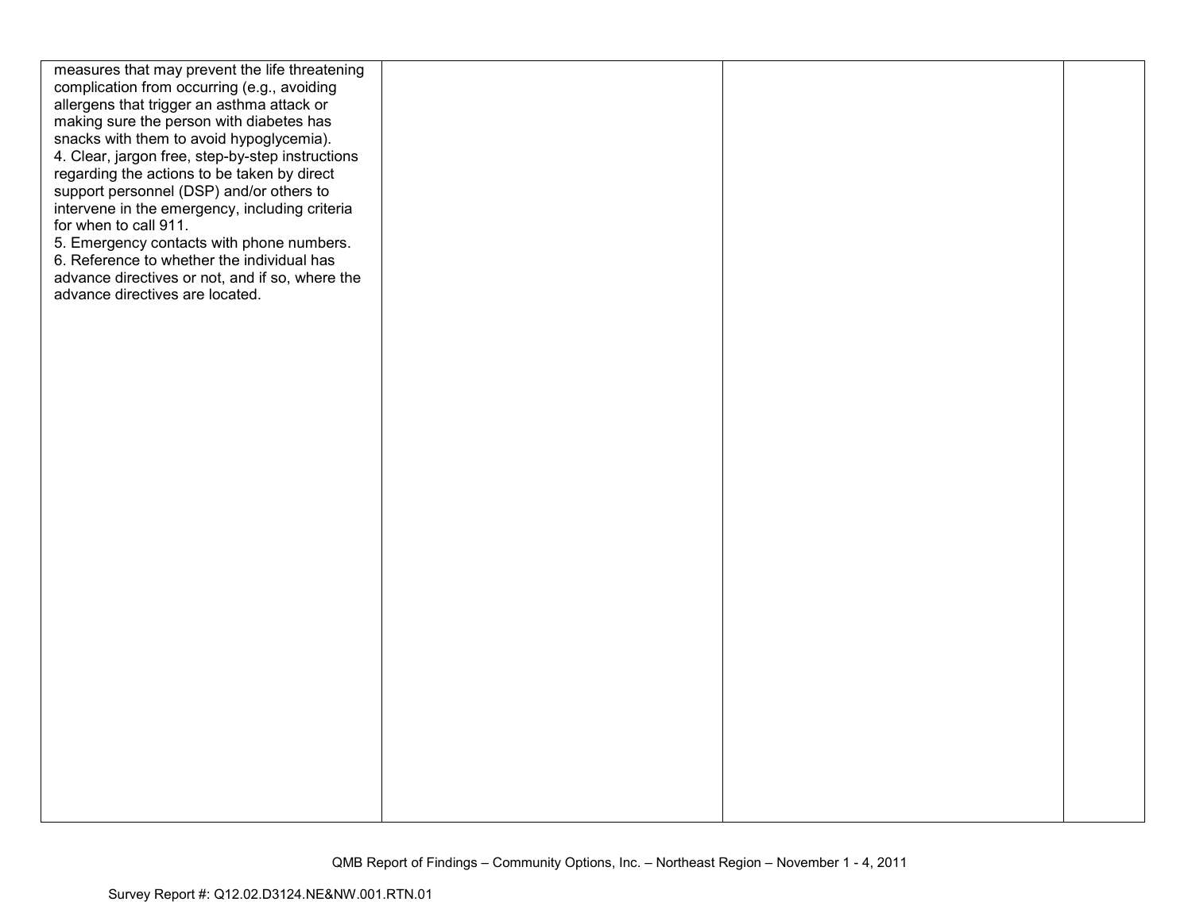| | | | |
|---|---|---|---|
| measures that may prevent the life threatening complication from occurring (e.g., avoiding allergens that trigger an asthma attack or making sure the person with diabetes has snacks with them to avoid hypoglycemia).<br>4. Clear, jargon free, step-by-step instructions regarding the actions to be taken by direct support personnel (DSP) and/or others to intervene in the emergency, including criteria for when to call 911.<br>5. Emergency contacts with phone numbers.<br>6. Reference to whether the individual has advance directives or not, and if so, where the advance directives are located. | | | |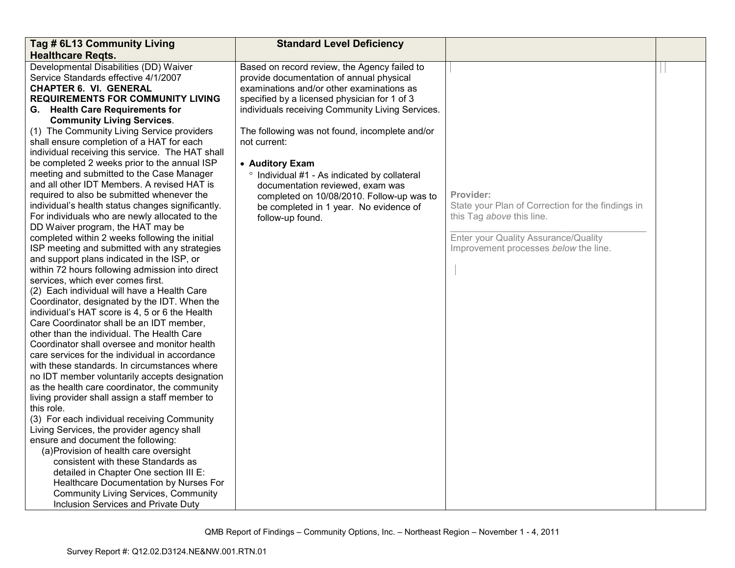| Tag # 6L13 Community Living Healthcare Reqts. | Standard Level Deficiency | | |
|---|---|---|---|
| Developmental Disabilities (DD) Waiver Service Standards effective 4/1/2007<br>**CHAPTER 6. VI. GENERAL REQUIREMENTS FOR COMMUNITY LIVING**<br>**G. Health Care Requirements for Community Living Services**.<br>(1) The Community Living Service providers shall ensure completion of a HAT for each individual receiving this service. The HAT shall be completed 2 weeks prior to the annual ISP meeting and submitted to the Case Manager and all other IDT Members. A revised HAT is required to also be submitted whenever the individual's health status changes significantly. For individuals who are newly allocated to the DD Waiver program, the HAT may be completed within 2 weeks following the initial ISP meeting and submitted with any strategies and support plans indicated in the ISP, or within 72 hours following admission into direct services, which ever comes first.<br>(2) Each individual will have a Health Care Coordinator, designated by the IDT. When the individual's HAT score is 4, 5 or 6 the Health Care Coordinator shall be an IDT member, other than the individual. The Health Care Coordinator shall oversee and monitor health care services for the individual in accordance with these standards. In circumstances where no IDT member voluntarily accepts designation as the health care coordinator, the community living provider shall assign a staff member to this role.<br>(3) For each individual receiving Community Living Services, the provider agency shall ensure and document the following:<br>(a) Provision of health care oversight consistent with these Standards as detailed in Chapter One section III E: Healthcare Documentation by Nurses For Community Living Services, Community Inclusion Services and Private Duty | Based on record review, the Agency failed to provide documentation of annual physical examinations and/or other examinations as specified by a licensed physician for 1 of 3 individuals receiving Community Living Services.<br><br>The following was not found, incomplete and/or not current:<br><br>• **Auditory Exam**<br>° Individual #1 - As indicated by collateral documentation reviewed, exam was completed on 10/08/2010. Follow-up was to be completed in 1 year. No evidence of follow-up found. | **Provider:**<br>State your Plan of Correction for the findings in this Tag *above* this line.<br>\_\_\_\_\_\_\_\_\_\_\_\_\_\_\_\_\_\_\_\_\_\_\_\_\_\_\_\_\_\_\_\_\_\_\_\_<br>Enter your Quality Assurance/Quality Improvement processes *below* the line. | |

QMB Report of Findings – Community Options, Inc. – Northeast Region – November 1 - 4, 2011

Survey Report #: Q12.02.D3124.NE&NW.001.RTN.01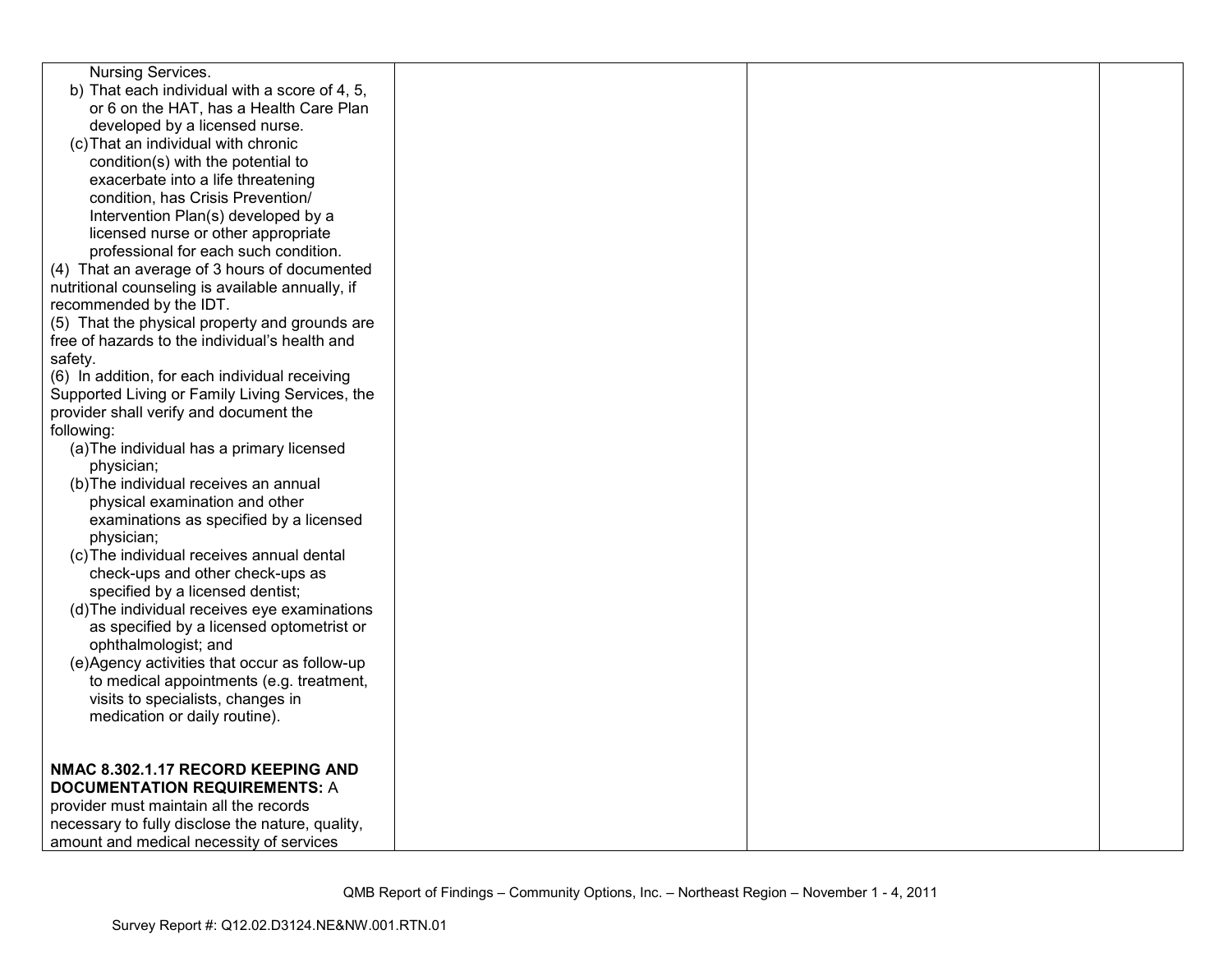| | | | |
|---|---|---|---|
| Nursing Services.<br>b) That each individual with a score of 4, 5, or 6 on the HAT, has a Health Care Plan developed by a licensed nurse.<br>(c) That an individual with chronic condition(s) with the potential to exacerbate into a life threatening condition, has Crisis Prevention/ Intervention Plan(s) developed by a licensed nurse or other appropriate professional for each such condition.<br>(4) That an average of 3 hours of documented nutritional counseling is available annually, if recommended by the IDT.<br>(5) That the physical property and grounds are free of hazards to the individual's health and safety.<br>(6) In addition, for each individual receiving Supported Living or Family Living Services, the provider shall verify and document the following:<br>(a) The individual has a primary licensed physician;<br>(b) The individual receives an annual physical examination and other examinations as specified by a licensed physician;<br>(c) The individual receives annual dental check-ups and other check-ups as specified by a licensed dentist;<br>(d) The individual receives eye examinations as specified by a licensed optometrist or ophthalmologist; and<br>(e) Agency activities that occur as follow-up to medical appointments (e.g. treatment, visits to specialists, changes in medication or daily routine).<br><br>**NMAC 8.302.1.17 RECORD KEEPING AND DOCUMENTATION REQUIREMENTS:** A provider must maintain all the records necessary to fully disclose the nature, quality, amount and medical necessity of services | | | |

QMB Report of Findings – Community Options, Inc. – Northeast Region – November 1 - 4, 2011

Survey Report #: Q12.02.D3124.NE&NW.001.RTN.01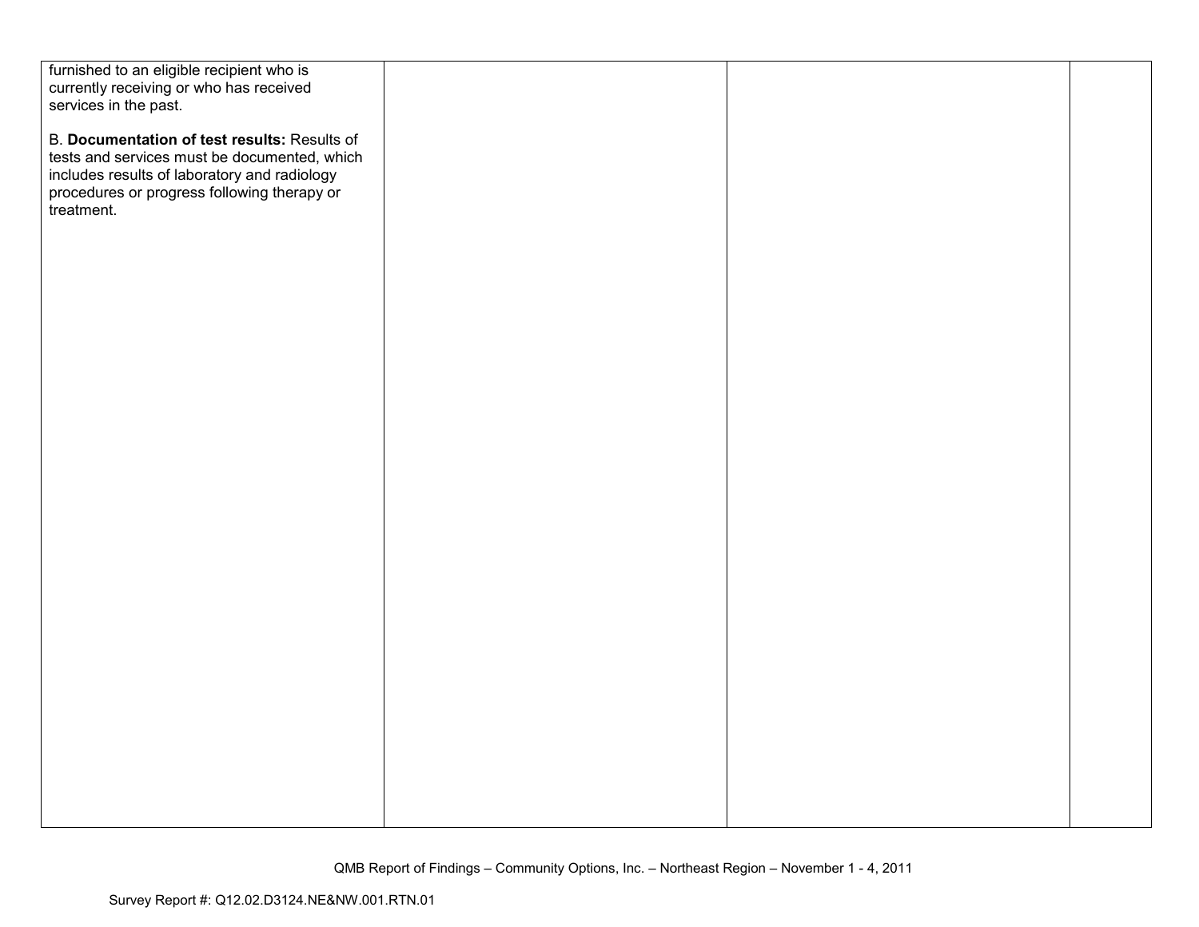| | | | |
|---|---|---|---|
| furnished to an eligible recipient who is currently receiving or who has received services in the past.<br><br>B. **Documentation of test results:** Results of tests and services must be documented, which includes results of laboratory and radiology procedures or progress following therapy or treatment. | | | |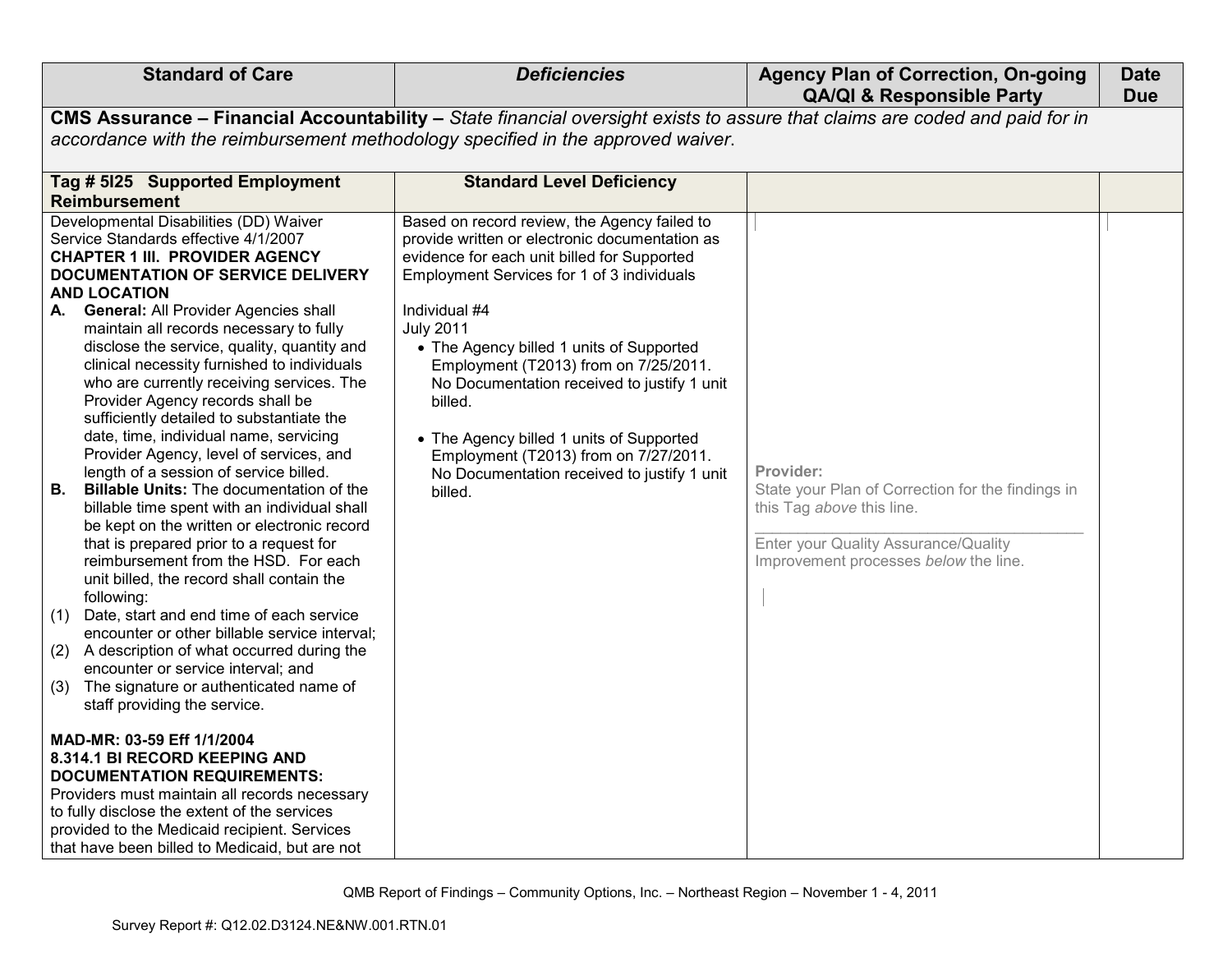| Standard of Care | *Deficiencies* | Agency Plan of Correction, On-going QA/QI & Responsible Party | Date Due |
|---|---|---|---|
| **CMS Assurance – Financial Accountability –** *State financial oversight exists to assure that claims are coded and paid for in accordance with the reimbursement methodology specified in the approved waiver.* | | | |
| **Tag # 5I25 Supported Employment Reimbursement** | **Standard Level Deficiency** | | |
| Developmental Disabilities (DD) Waiver Service Standards effective 4/1/2007<br>**CHAPTER 1 III. PROVIDER AGENCY DOCUMENTATION OF SERVICE DELIVERY AND LOCATION**<br>**A. General:** All Provider Agencies shall maintain all records necessary to fully disclose the service, quality, quantity and clinical necessity furnished to individuals who are currently receiving services. The Provider Agency records shall be sufficiently detailed to substantiate the date, time, individual name, servicing Provider Agency, level of services, and length of a session of service billed.<br>**B. Billable Units:** The documentation of the billable time spent with an individual shall be kept on the written or electronic record that is prepared prior to a request for reimbursement from the HSD. For each unit billed, the record shall contain the following:<br>(1) Date, start and end time of each service encounter or other billable service interval;<br>(2) A description of what occurred during the encounter or service interval; and<br>(3) The signature or authenticated name of staff providing the service.<br><br>**MAD-MR: 03-59 Eff 1/1/2004**<br>**8.314.1 BI RECORD KEEPING AND DOCUMENTATION REQUIREMENTS:**<br>Providers must maintain all records necessary to fully disclose the extent of the services provided to the Medicaid recipient. Services that have been billed to Medicaid, but are not | Based on record review, the Agency failed to provide written or electronic documentation as evidence for each unit billed for Supported Employment Services for 1 of 3 individuals<br><br>Individual #4<br>July 2011<br>• The Agency billed 1 units of Supported Employment (T2013) from on 7/25/2011. No Documentation received to justify 1 unit billed.<br><br>• The Agency billed 1 units of Supported Employment (T2013) from on 7/27/2011. No Documentation received to justify 1 unit billed. | Provider:<br>State your Plan of Correction for the findings in this Tag *above* this line.<br>\_\_\_\_\_\_\_\_\_\_\_\_\_\_\_\_\_\_\_\_\_\_\_\_\_\_\_\_\_\_\_\_\_\_\_\_<br>Enter your Quality Assurance/Quality Improvement processes *below* the line. | |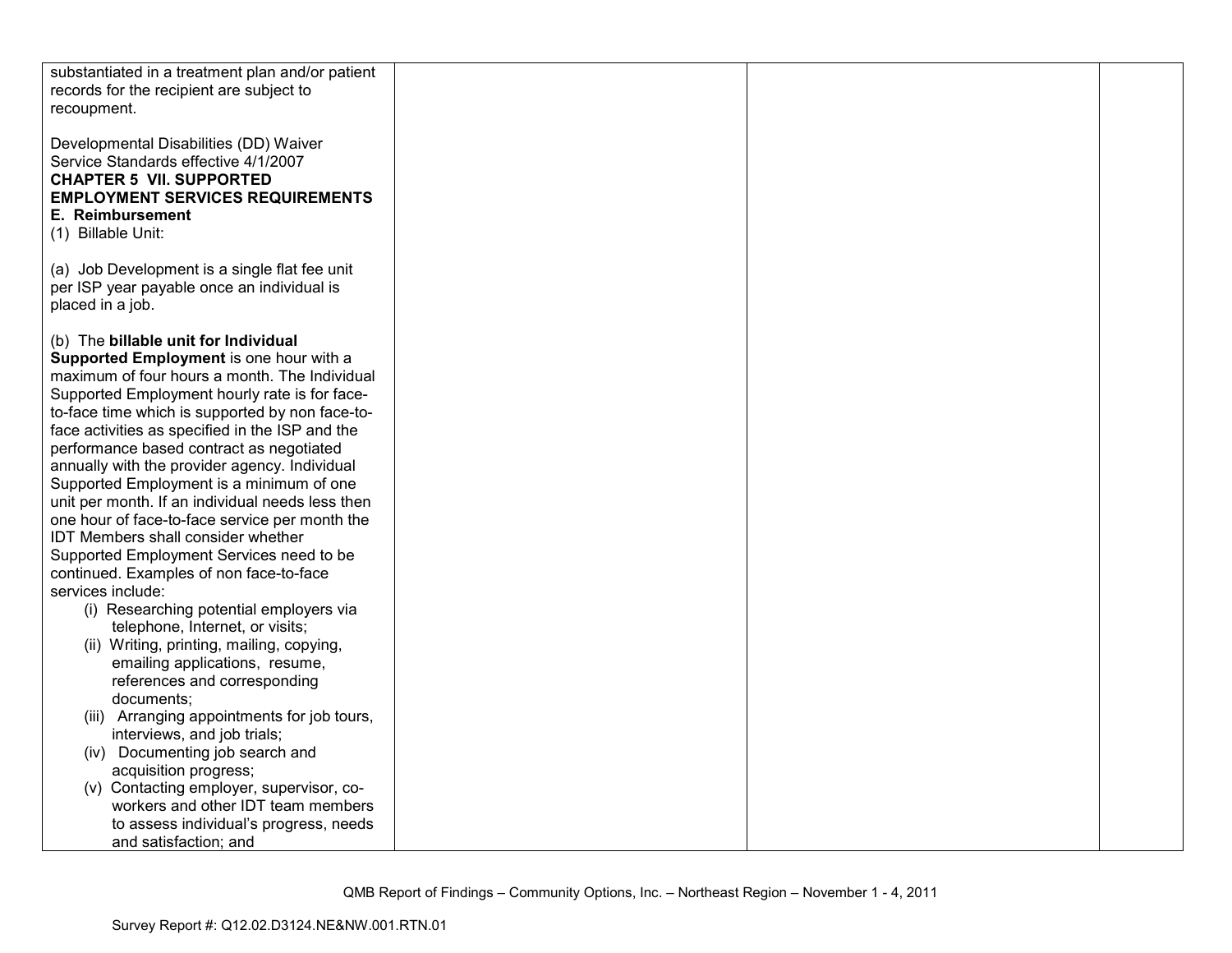| | | | |
|---|---|---|---|
| substantiated in a treatment plan and/or patient records for the recipient are subject to recoupment.<br><br>Developmental Disabilities (DD) Waiver Service Standards effective 4/1/2007<br>**CHAPTER 5 VII. SUPPORTED EMPLOYMENT SERVICES REQUIREMENTS**<br>**E. Reimbursement**<br>(1) Billable Unit:<br><br>(a) Job Development is a single flat fee unit per ISP year payable once an individual is placed in a job.<br><br>(b) The **billable unit for Individual Supported Employment** is one hour with a maximum of four hours a month. The Individual Supported Employment hourly rate is for face-to-face time which is supported by non face-to-face activities as specified in the ISP and the performance based contract as negotiated annually with the provider agency. Individual Supported Employment is a minimum of one unit per month. If an individual needs less then one hour of face-to-face service per month the IDT Members shall consider whether Supported Employment Services need to be continued. Examples of non face-to-face services include:<br>(i) Researching potential employers via telephone, Internet, or visits;<br>(ii) Writing, printing, mailing, copying, emailing applications, resume, references and corresponding documents;<br>(iii) Arranging appointments for job tours, interviews, and job trials;<br>(iv) Documenting job search and acquisition progress;<br>(v) Contacting employer, supervisor, co-workers and other IDT team members to assess individual's progress, needs and satisfaction; and | | | |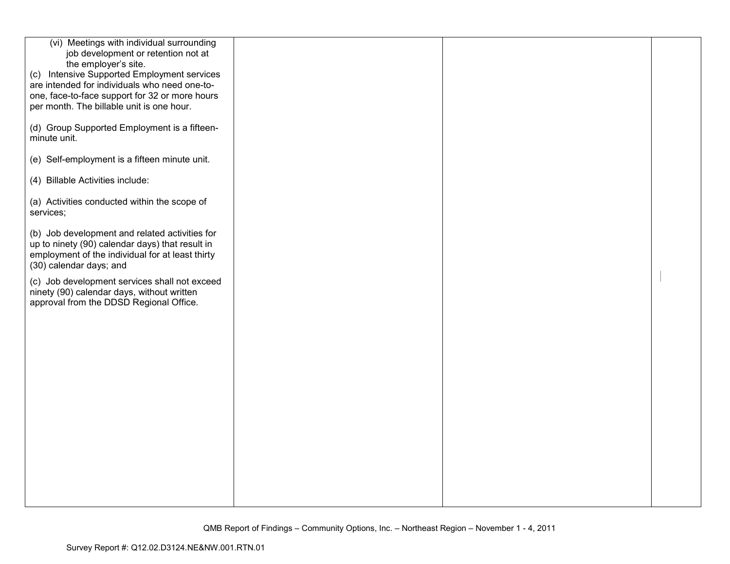| | | | |
|---|---|---|---|
| (vi) Meetings with individual surrounding job development or retention not at the employer's site.<br>(c) Intensive Supported Employment services are intended for individuals who need one-to-one, face-to-face support for 32 or more hours per month. The billable unit is one hour.<br><br>(d) Group Supported Employment is a fifteen-minute unit.<br><br>(e) Self-employment is a fifteen minute unit.<br><br>(4) Billable Activities include:<br><br>(a) Activities conducted within the scope of services;<br><br>(b) Job development and related activities for up to ninety (90) calendar days) that result in employment of the individual for at least thirty (30) calendar days; and<br><br>(c) Job development services shall not exceed ninety (90) calendar days, without written approval from the DDSD Regional Office. | | | |

QMB Report of Findings – Community Options, Inc. – Northeast Region – November 1 - 4, 2011

Survey Report #: Q12.02.D3124.NE&NW.001.RTN.01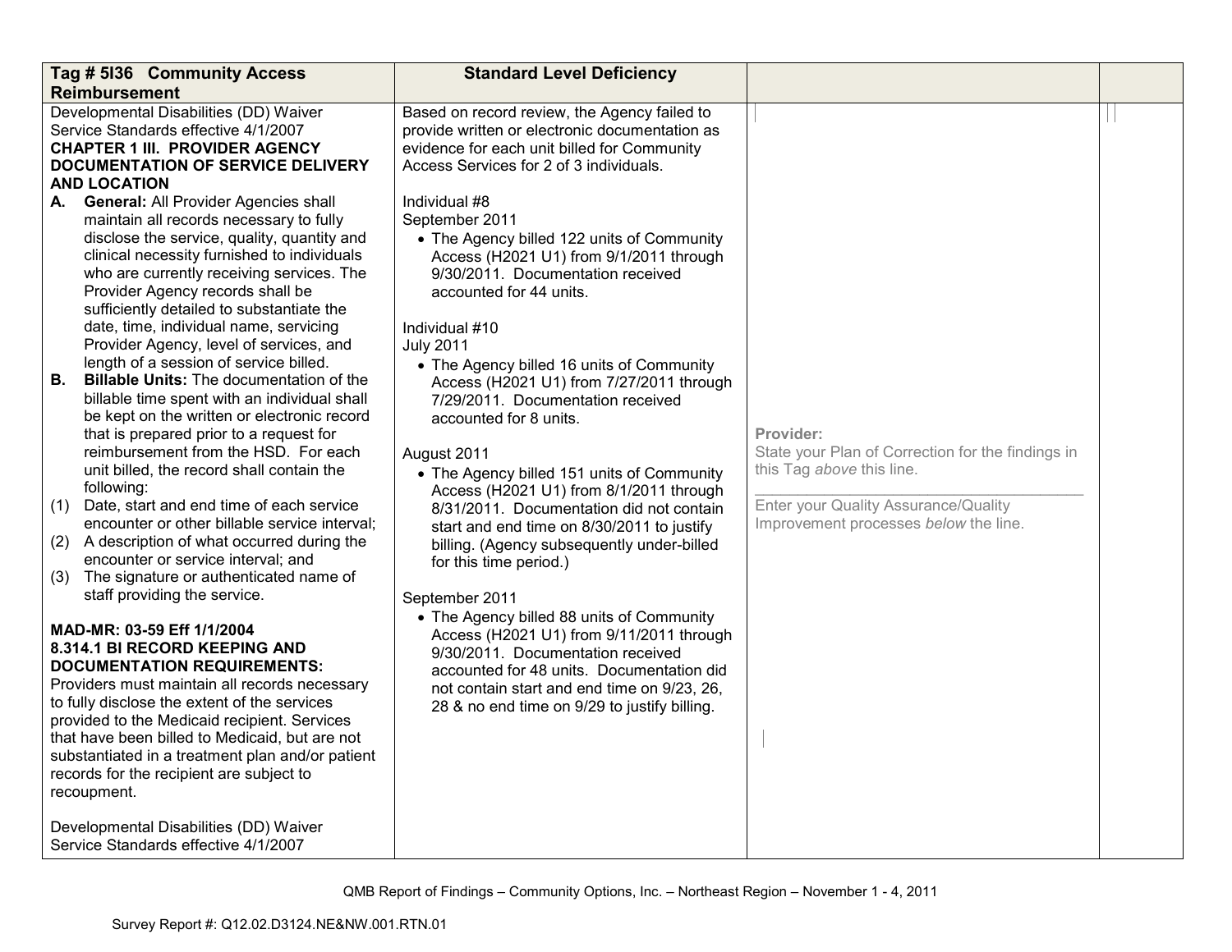| Tag # 5I36 Community Access Reimbursement | Standard Level Deficiency | | |
|---|---|---|---|
| Developmental Disabilities (DD) Waiver Service Standards effective 4/1/2007<br>**CHAPTER 1 III. PROVIDER AGENCY DOCUMENTATION OF SERVICE DELIVERY AND LOCATION**<br>**A. General:** All Provider Agencies shall maintain all records necessary to fully disclose the service, quality, quantity and clinical necessity furnished to individuals who are currently receiving services. The Provider Agency records shall be sufficiently detailed to substantiate the date, time, individual name, servicing Provider Agency, level of services, and length of a session of service billed.<br>**B. Billable Units:** The documentation of the billable time spent with an individual shall be kept on the written or electronic record that is prepared prior to a request for reimbursement from the HSD. For each unit billed, the record shall contain the following:<br>(1) Date, start and end time of each service encounter or other billable service interval;<br>(2) A description of what occurred during the encounter or service interval; and<br>(3) The signature or authenticated name of staff providing the service.<br><br>**MAD-MR: 03-59 Eff 1/1/2004**<br>**8.314.1 BI RECORD KEEPING AND DOCUMENTATION REQUIREMENTS:**<br>Providers must maintain all records necessary to fully disclose the extent of the services provided to the Medicaid recipient. Services that have been billed to Medicaid, but are not substantiated in a treatment plan and/or patient records for the recipient are subject to recoupment.<br><br>Developmental Disabilities (DD) Waiver Service Standards effective 4/1/2007 | Based on record review, the Agency failed to provide written or electronic documentation as evidence for each unit billed for Community Access Services for 2 of 3 individuals.<br><br>Individual #8<br>September 2011<br>• The Agency billed 122 units of Community Access (H2021 U1) from 9/1/2011 through 9/30/2011. Documentation received accounted for 44 units.<br><br>Individual #10<br>July 2011<br>• The Agency billed 16 units of Community Access (H2021 U1) from 7/27/2011 through 7/29/2011. Documentation received accounted for 8 units.<br><br>August 2011<br>• The Agency billed 151 units of Community Access (H2021 U1) from 8/1/2011 through 8/31/2011. Documentation did not contain start and end time on 8/30/2011 to justify billing. (Agency subsequently under-billed for this time period.)<br><br>September 2011<br>• The Agency billed 88 units of Community Access (H2021 U1) from 9/11/2011 through 9/30/2011. Documentation received accounted for 48 units. Documentation did not contain start and end time on 9/23, 26, 28 & no end time on 9/29 to justify billing. | **Provider:**<br>State your Plan of Correction for the findings in this Tag *above* this line.<br>\_\_\_\_\_\_\_\_\_\_\_\_\_\_\_\_\_\_\_\_\_\_\_\_\_\_\_\_\_\_\_\_\_\_\_\_<br>Enter your Quality Assurance/Quality Improvement processes *below* the line. | |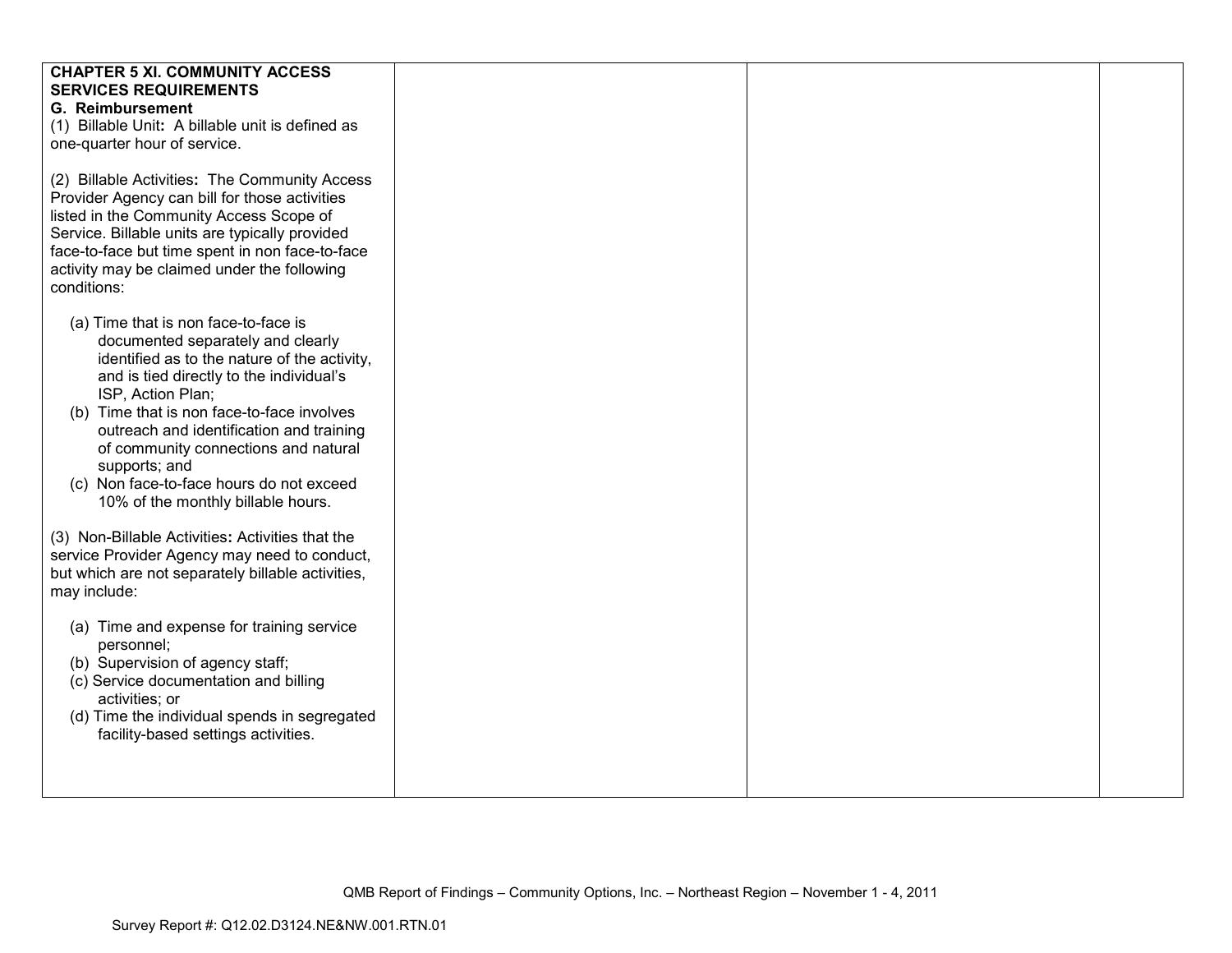| | | | |
|---|---|---|---|
| **CHAPTER 5 XI. COMMUNITY ACCESS SERVICES REQUIREMENTS**<br>**G. Reimbursement**<br>(1) Billable Unit**:** A billable unit is defined as one-quarter hour of service.<br><br>(2) Billable Activities**:** The Community Access Provider Agency can bill for those activities listed in the Community Access Scope of Service. Billable units are typically provided face-to-face but time spent in non face-to-face activity may be claimed under the following conditions:<br><br>(a) Time that is non face-to-face is documented separately and clearly identified as to the nature of the activity, and is tied directly to the individual's ISP, Action Plan;<br>(b) Time that is non face-to-face involves outreach and identification and training of community connections and natural supports; and<br>(c) Non face-to-face hours do not exceed 10% of the monthly billable hours.<br><br>(3) Non-Billable Activities**:** Activities that the service Provider Agency may need to conduct, but which are not separately billable activities, may include:<br><br>(a) Time and expense for training service personnel;<br>(b) Supervision of agency staff;<br>(c) Service documentation and billing activities; or<br>(d) Time the individual spends in segregated facility-based settings activities. | | | |

QMB Report of Findings – Community Options, Inc. – Northeast Region – November 1 - 4, 2011

Survey Report #: Q12.02.D3124.NE&NW.001.RTN.01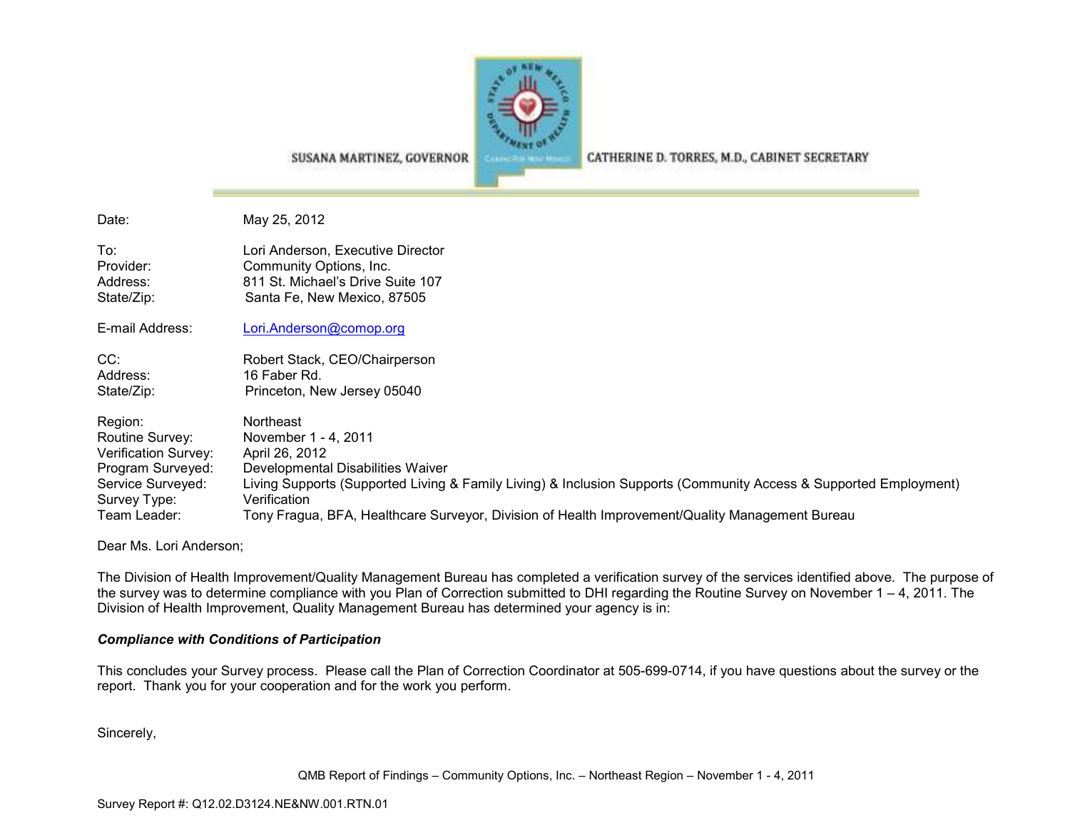SUSANA MARTINEZ, GOVERNOR CATHERINE D. TORRES, M.D., CABINET SECRETARY

| | |
|---|---|
| Date: | May 25, 2012 |
| To: | Lori Anderson, Executive Director |
| Provider: | Community Options, Inc. |
| Address: | 811 St. Michael's Drive Suite 107 |
| State/Zip: | Santa Fe, New Mexico, 87505 |
| E-mail Address: | Lori.Anderson@comop.org |
| CC: | Robert Stack, CEO/Chairperson |
| Address: | 16 Faber Rd. |
| State/Zip: | Princeton, New Jersey 05040 |
| Region: | Northeast |
| Routine Survey: | November 1 - 4, 2011 |
| Verification Survey: | April 26, 2012 |
| Program Surveyed: | Developmental Disabilities Waiver |
| Service Surveyed: | Living Supports (Supported Living & Family Living) & Inclusion Supports (Community Access & Supported Employment) |
| Survey Type: | Verification |
| Team Leader: | Tony Fragua, BFA, Healthcare Surveyor, Division of Health Improvement/Quality Management Bureau |

Dear Ms. Lori Anderson;

The Division of Health Improvement/Quality Management Bureau has completed a verification survey of the services identified above. The purpose of the survey was to determine compliance with you Plan of Correction submitted to DHI regarding the Routine Survey on November 1 – 4, 2011. The Division of Health Improvement, Quality Management Bureau has determined your agency is in:

***Compliance with Conditions of Participation***

This concludes your Survey process. Please call the Plan of Correction Coordinator at 505-699-0714, if you have questions about the survey or the report. Thank you for your cooperation and for the work you perform.

Sincerely,

Survey Report #: Q12.02.D3124.NE&NW.001.RTN.01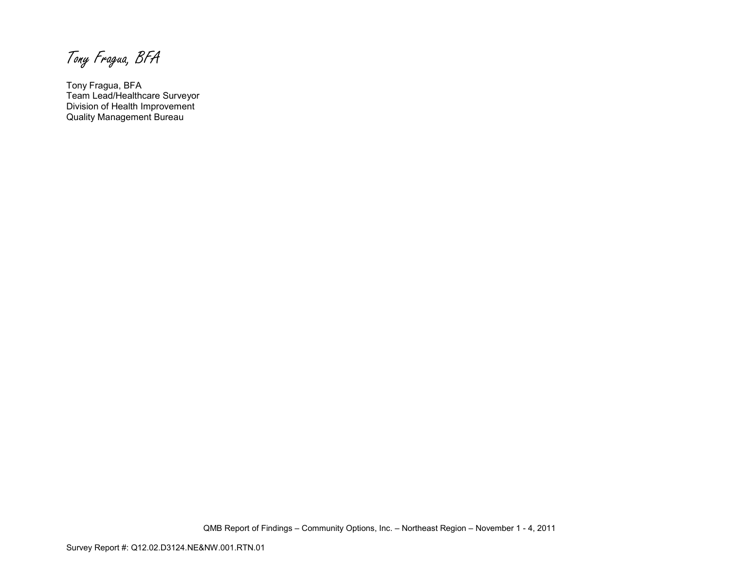*Tony Fragua, BFA*

Tony Fragua, BFA
Team Lead/Healthcare Surveyor
Division of Health Improvement
Quality Management Bureau